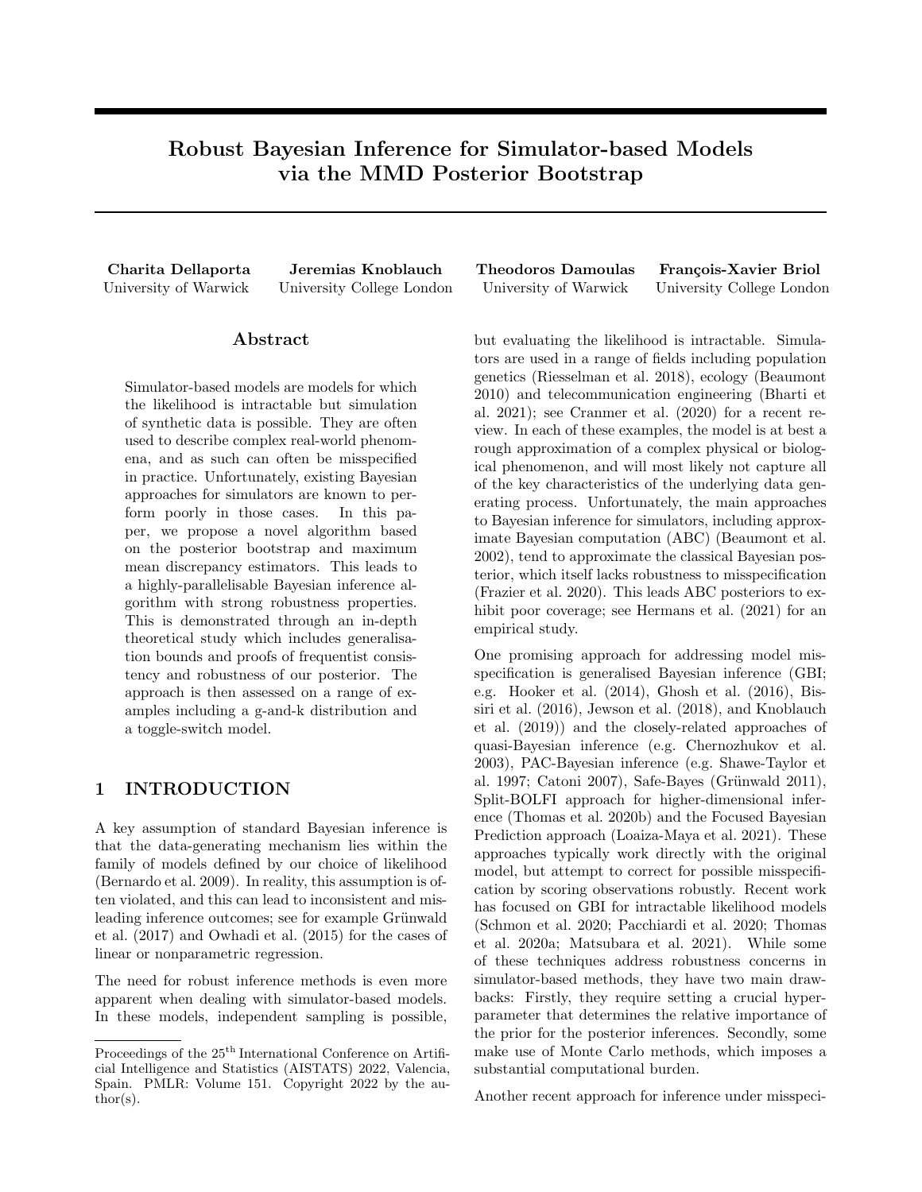# Robust Bayesian Inference for Simulator-based Models via the MMD Posterior Bootstrap

**Charita Dellaporta**
University of Warwick

**Jeremias Knoblauch**
University College London

**Theodoros Damoulas**
University of Warwick

**François-Xavier Briol**
University College London

## Abstract

Simulator-based models are models for which the likelihood is intractable but simulation of synthetic data is possible. They are often used to describe complex real-world phenomena, and as such can often be misspecified in practice. Unfortunately, existing Bayesian approaches for simulators are known to perform poorly in those cases. In this paper, we propose a novel algorithm based on the posterior bootstrap and maximum mean discrepancy estimators. This leads to a highly-parallelisable Bayesian inference algorithm with strong robustness properties. This is demonstrated through an in-depth theoretical study which includes generalisation bounds and proofs of frequentist consistency and robustness of our posterior. The approach is then assessed on a range of examples including a g-and-k distribution and a toggle-switch model.

## 1 INTRODUCTION

A key assumption of standard Bayesian inference is that the data-generating mechanism lies within the family of models defined by our choice of likelihood (Bernardo et al. 2009). In reality, this assumption is often violated, and this can lead to inconsistent and misleading inference outcomes; see for example Grünwald et al. (2017) and Owhadi et al. (2015) for the cases of linear or nonparametric regression.

The need for robust inference methods is even more apparent when dealing with simulator-based models. In these models, independent sampling is possible, but evaluating the likelihood is intractable. Simulators are used in a range of fields including population genetics (Riesselman et al. 2018), ecology (Beaumont 2010) and telecommunication engineering (Bharti et al. 2021); see Cranmer et al. (2020) for a recent review. In each of these examples, the model is at best a rough approximation of a complex physical or biological phenomenon, and will most likely not capture all of the key characteristics of the underlying data generating process. Unfortunately, the main approaches to Bayesian inference for simulators, including approximate Bayesian computation (ABC) (Beaumont et al. 2002), tend to approximate the classical Bayesian posterior, which itself lacks robustness to misspecification (Frazier et al. 2020). This leads ABC posteriors to exhibit poor coverage; see Hermans et al. (2021) for an empirical study.

One promising approach for addressing model misspecification is generalised Bayesian inference (GBI; e.g. Hooker et al. (2014), Ghosh et al. (2016), Bissiri et al. (2016), Jewson et al. (2018), and Knoblauch et al. (2019)) and the closely-related approaches of quasi-Bayesian inference (e.g. Chernozhukov et al. 2003), PAC-Bayesian inference (e.g. Shawe-Taylor et al. 1997; Catoni 2007), Safe-Bayes (Grünwald 2011), Split-BOLFI approach for higher-dimensional inference (Thomas et al. 2020b) and the Focused Bayesian Prediction approach (Loaiza-Maya et al. 2021). These approaches typically work directly with the original model, but attempt to correct for possible misspecification by scoring observations robustly. Recent work has focused on GBI for intractable likelihood models (Schmon et al. 2020; Pacchiardi et al. 2020; Thomas et al. 2020a; Matsubara et al. 2021). While some of these techniques address robustness concerns in simulator-based methods, they have two main drawbacks: Firstly, they require setting a crucial hyperparameter that determines the relative importance of the prior for the posterior inferences. Secondly, some make use of Monte Carlo methods, which imposes a substantial computational burden.

Another recent approach for inference under misspeci-

---

Proceedings of the 25[th] International Conference on Artificial Intelligence and Statistics (AISTATS) 2022, Valencia, Spain. PMLR: Volume 151. Copyright 2022 by the author(s).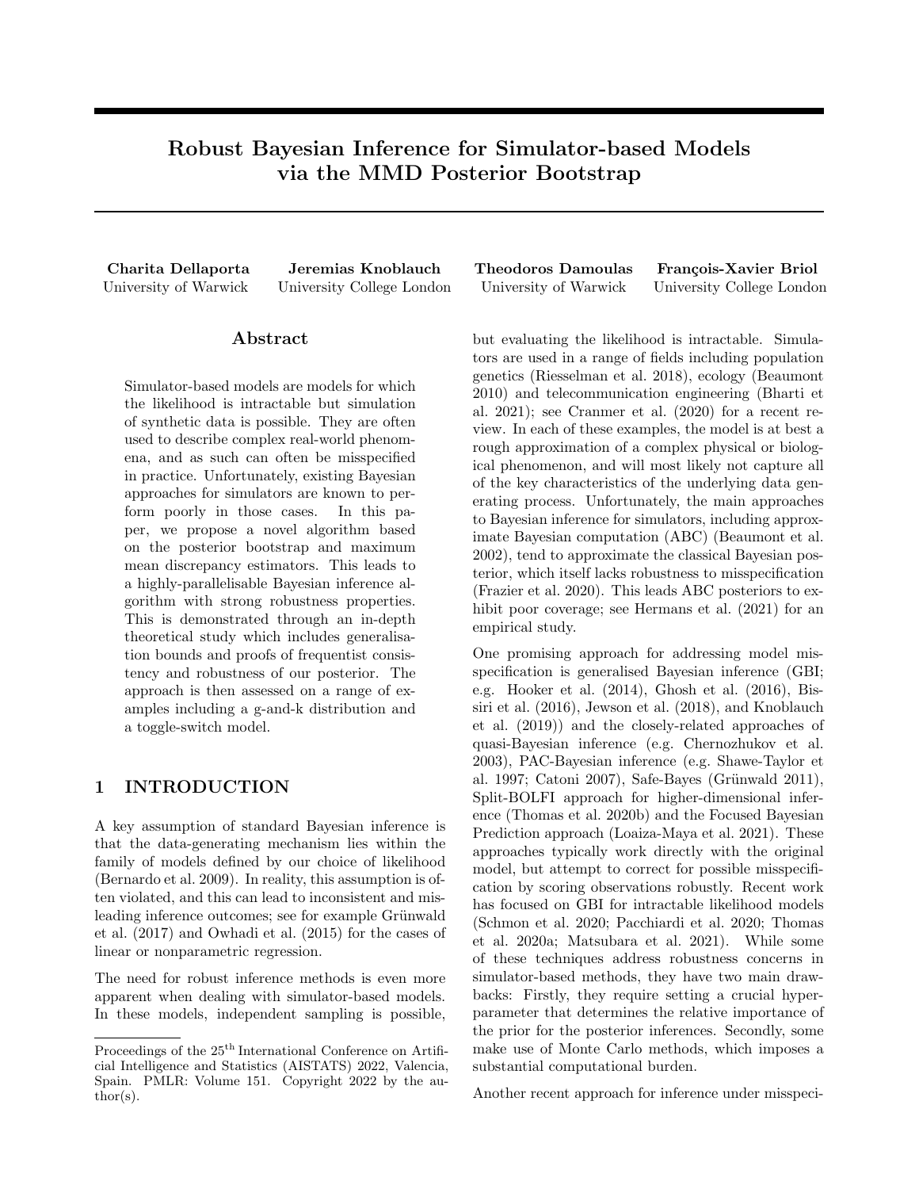# Robust Bayesian Inference for Simulator-based Models via the MMD Posterior Bootstrap

**Charita Dellaporta** University of Warwick
**Jeremias Knoblauch** University College London
**Theodoros Damoulas** University of Warwick
**François-Xavier Briol** University College London

## Abstract

Simulator-based models are models for which the likelihood is intractable but simulation of synthetic data is possible. They are often used to describe complex real-world phenomena, and as such can often be misspecified in practice. Unfortunately, existing Bayesian approaches for simulators are known to perform poorly in those cases. In this paper, we propose a novel algorithm based on the posterior bootstrap and maximum mean discrepancy estimators. This leads to a highly-parallelisable Bayesian inference algorithm with strong robustness properties. This is demonstrated through an in-depth theoretical study which includes generalisation bounds and proofs of frequentist consistency and robustness of our posterior. The approach is then assessed on a range of examples including a g-and-k distribution and a toggle-switch model.

## 1 INTRODUCTION

A key assumption of standard Bayesian inference is that the data-generating mechanism lies within the family of models defined by our choice of likelihood (Bernardo et al. 2009). In reality, this assumption is often violated, and this can lead to inconsistent and misleading inference outcomes; see for example Grünwald et al. (2017) and Owhadi et al. (2015) for the cases of linear or nonparametric regression.

The need for robust inference methods is even more apparent when dealing with simulator-based models. In these models, independent sampling is possible, but evaluating the likelihood is intractable. Simulators are used in a range of fields including population genetics (Riesselman et al. 2018), ecology (Beaumont 2010) and telecommunication engineering (Bharti et al. 2021); see Cranmer et al. (2020) for a recent review. In each of these examples, the model is at best a rough approximation of a complex physical or biological phenomenon, and will most likely not capture all of the key characteristics of the underlying data generating process. Unfortunately, the main approaches to Bayesian inference for simulators, including approximate Bayesian computation (ABC) (Beaumont et al. 2002), tend to approximate the classical Bayesian posterior, which itself lacks robustness to misspecification (Frazier et al. 2020). This leads ABC posteriors to exhibit poor coverage; see Hermans et al. (2021) for an empirical study.

One promising approach for addressing model misspecification is generalised Bayesian inference (GBI; e.g. Hooker et al. (2014), Ghosh et al. (2016), Bissiri et al. (2016), Jewson et al. (2018), and Knoblauch et al. (2019)) and the closely-related approaches of quasi-Bayesian inference (e.g. Chernozhukov et al. 2003), PAC-Bayesian inference (e.g. Shawe-Taylor et al. 1997; Catoni 2007), Safe-Bayes (Grünwald 2011), Split-BOLFI approach for higher-dimensional inference (Thomas et al. 2020b) and the Focused Bayesian Prediction approach (Loaiza-Maya et al. 2021). These approaches typically work directly with the original model, but attempt to correct for possible misspecification by scoring observations robustly. Recent work has focused on GBI for intractable likelihood models (Schmon et al. 2020; Pacchiardi et al. 2020; Thomas et al. 2020a; Matsubara et al. 2021). While some of these techniques address robustness concerns in simulator-based methods, they have two main drawbacks: Firstly, they require setting a crucial hyperparameter that determines the relative importance of the prior for the posterior inferences. Secondly, some make use of Monte Carlo methods, which imposes a substantial computational burden.

Another recent approach for inference under misspeci-

Proceedings of the 25[th] International Conference on Artificial Intelligence and Statistics (AISTATS) 2022, Valencia, Spain. PMLR: Volume 151. Copyright 2022 by the author(s).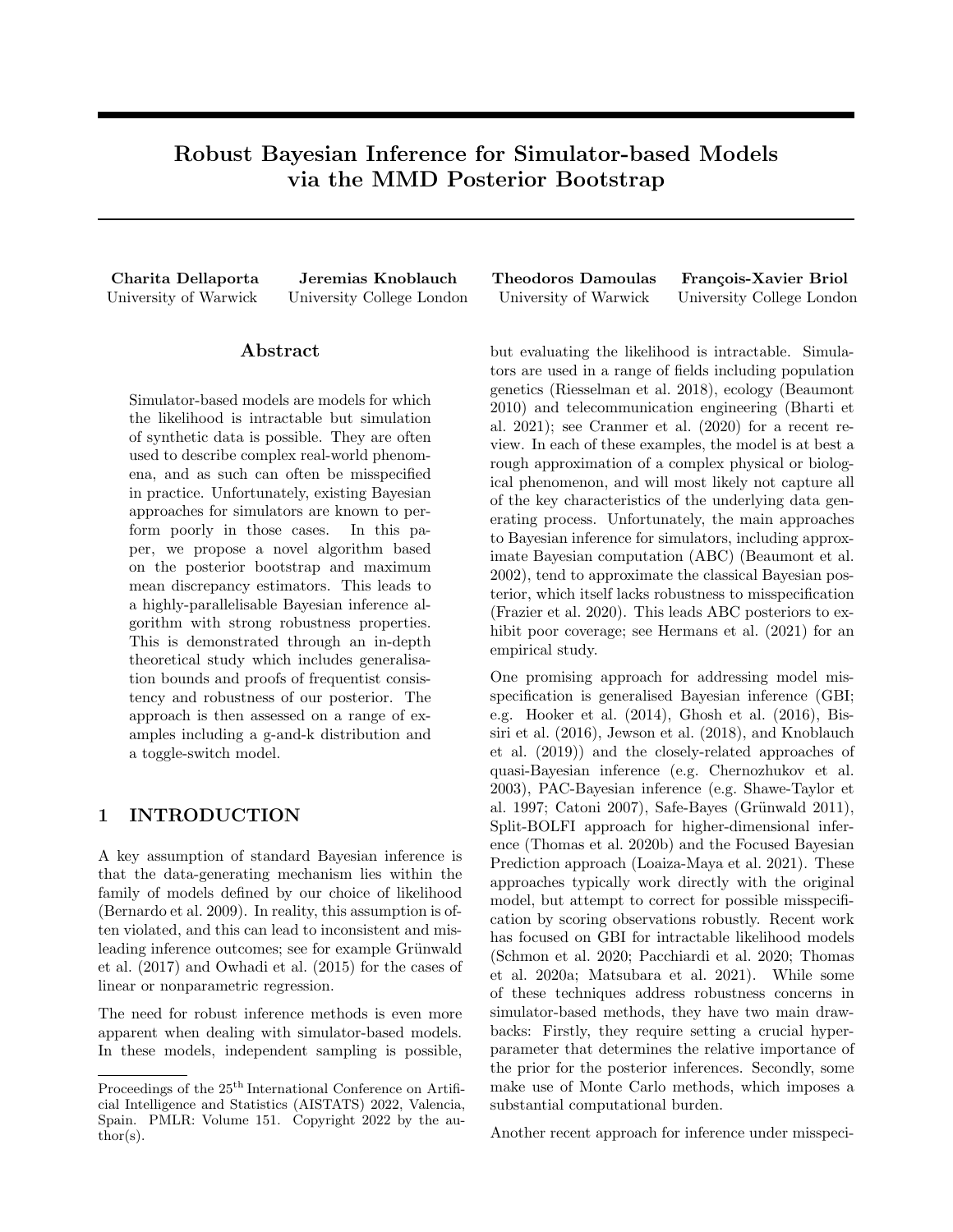# Robust Bayesian Inference for Simulator-based Models via the MMD Posterior Bootstrap

**Charita Dellaporta**
University of Warwick

**Jeremias Knoblauch**
University College London

**Theodoros Damoulas**
University of Warwick

**François-Xavier Briol**
University College London

## Abstract

Simulator-based models are models for which the likelihood is intractable but simulation of synthetic data is possible. They are often used to describe complex real-world phenomena, and as such can often be misspecified in practice. Unfortunately, existing Bayesian approaches for simulators are known to perform poorly in those cases. In this paper, we propose a novel algorithm based on the posterior bootstrap and maximum mean discrepancy estimators. This leads to a highly-parallelisable Bayesian inference algorithm with strong robustness properties. This is demonstrated through an in-depth theoretical study which includes generalisation bounds and proofs of frequentist consistency and robustness of our posterior. The approach is then assessed on a range of examples including a g-and-k distribution and a toggle-switch model.

## 1 INTRODUCTION

A key assumption of standard Bayesian inference is that the data-generating mechanism lies within the family of models defined by our choice of likelihood (Bernardo et al. 2009). In reality, this assumption is often violated, and this can lead to inconsistent and misleading inference outcomes; see for example Grünwald et al. (2017) and Owhadi et al. (2015) for the cases of linear or nonparametric regression.

The need for robust inference methods is even more apparent when dealing with simulator-based models. In these models, independent sampling is possible, but evaluating the likelihood is intractable. Simulators are used in a range of fields including population genetics (Riesselman et al. 2018), ecology (Beaumont 2010) and telecommunication engineering (Bharti et al. 2021); see Cranmer et al. (2020) for a recent review. In each of these examples, the model is at best a rough approximation of a complex physical or biological phenomenon, and will most likely not capture all of the key characteristics of the underlying data generating process. Unfortunately, the main approaches to Bayesian inference for simulators, including approximate Bayesian computation (ABC) (Beaumont et al. 2002), tend to approximate the classical Bayesian posterior, which itself lacks robustness to misspecification (Frazier et al. 2020). This leads ABC posteriors to exhibit poor coverage; see Hermans et al. (2021) for an empirical study.

One promising approach for addressing model misspecification is generalised Bayesian inference (GBI; e.g. Hooker et al. (2014), Ghosh et al. (2016), Bissiri et al. (2016), Jewson et al. (2018), and Knoblauch et al. (2019)) and the closely-related approaches of quasi-Bayesian inference (e.g. Chernozhukov et al. 2003), PAC-Bayesian inference (e.g. Shawe-Taylor et al. 1997; Catoni 2007), Safe-Bayes (Grünwald 2011), Split-BOLFI approach for higher-dimensional inference (Thomas et al. 2020b) and the Focused Bayesian Prediction approach (Loaiza-Maya et al. 2021). These approaches typically work directly with the original model, but attempt to correct for possible misspecification by scoring observations robustly. Recent work has focused on GBI for intractable likelihood models (Schmon et al. 2020; Pacchiardi et al. 2020; Thomas et al. 2020a; Matsubara et al. 2021). While some of these techniques address robustness concerns in simulator-based methods, they have two main drawbacks: Firstly, they require setting a crucial hyperparameter that determines the relative importance of the prior for the posterior inferences. Secondly, some make use of Monte Carlo methods, which imposes a substantial computational burden.

Another recent approach for inference under misspeci-

Proceedings of the 25[th] International Conference on Artificial Intelligence and Statistics (AISTATS) 2022, Valencia, Spain. PMLR: Volume 151. Copyright 2022 by the author(s).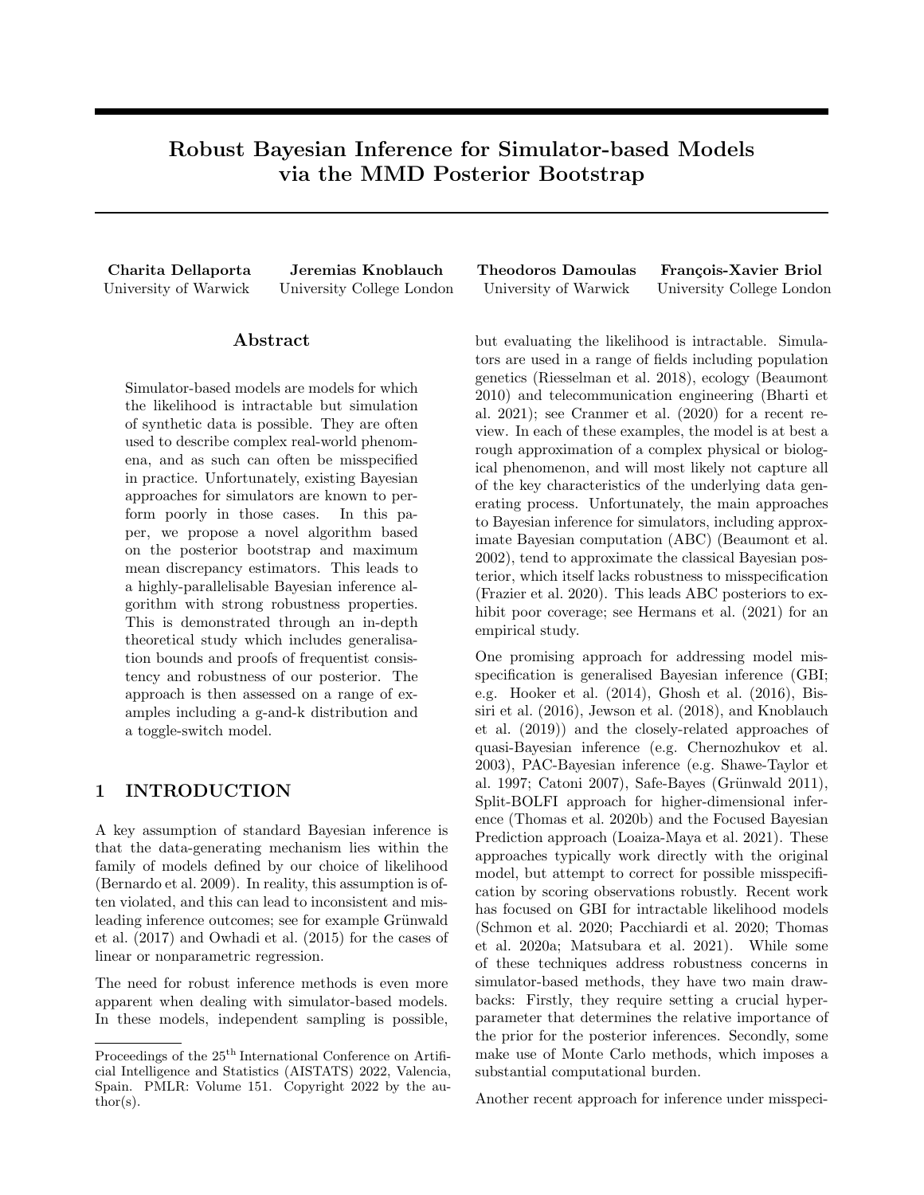# Robust Bayesian Inference for Simulator-based Models via the MMD Posterior Bootstrap

**Charita Dellaporta**
University of Warwick

**Jeremias Knoblauch**
University College London

**Theodoros Damoulas**
University of Warwick

**François-Xavier Briol**
University College London

## Abstract

Simulator-based models are models for which the likelihood is intractable but simulation of synthetic data is possible. They are often used to describe complex real-world phenomena, and as such can often be misspecified in practice. Unfortunately, existing Bayesian approaches for simulators are known to perform poorly in those cases. In this paper, we propose a novel algorithm based on the posterior bootstrap and maximum mean discrepancy estimators. This leads to a highly-parallelisable Bayesian inference algorithm with strong robustness properties. This is demonstrated through an in-depth theoretical study which includes generalisation bounds and proofs of frequentist consistency and robustness of our posterior. The approach is then assessed on a range of examples including a g-and-k distribution and a toggle-switch model.

## 1 INTRODUCTION

A key assumption of standard Bayesian inference is that the data-generating mechanism lies within the family of models defined by our choice of likelihood (Bernardo et al. 2009). In reality, this assumption is often violated, and this can lead to inconsistent and misleading inference outcomes; see for example Grünwald et al. (2017) and Owhadi et al. (2015) for the cases of linear or nonparametric regression.

The need for robust inference methods is even more apparent when dealing with simulator-based models. In these models, independent sampling is possible, but evaluating the likelihood is intractable. Simulators are used in a range of fields including population genetics (Riesselman et al. 2018), ecology (Beaumont 2010) and telecommunication engineering (Bharti et al. 2021); see Cranmer et al. (2020) for a recent review. In each of these examples, the model is at best a rough approximation of a complex physical or biological phenomenon, and will most likely not capture all of the key characteristics of the underlying data generating process. Unfortunately, the main approaches to Bayesian inference for simulators, including approximate Bayesian computation (ABC) (Beaumont et al. 2002), tend to approximate the classical Bayesian posterior, which itself lacks robustness to misspecification (Frazier et al. 2020). This leads ABC posteriors to exhibit poor coverage; see Hermans et al. (2021) for an empirical study.

One promising approach for addressing model misspecification is generalised Bayesian inference (GBI; e.g. Hooker et al. (2014), Ghosh et al. (2016), Bissiri et al. (2016), Jewson et al. (2018), and Knoblauch et al. (2019)) and the closely-related approaches of quasi-Bayesian inference (e.g. Chernozhukov et al. 2003), PAC-Bayesian inference (e.g. Shawe-Taylor et al. 1997; Catoni 2007), Safe-Bayes (Grünwald 2011), Split-BOLFI approach for higher-dimensional inference (Thomas et al. 2020b) and the Focused Bayesian Prediction approach (Loaiza-Maya et al. 2021). These approaches typically work directly with the original model, but attempt to correct for possible misspecification by scoring observations robustly. Recent work has focused on GBI for intractable likelihood models (Schmon et al. 2020; Pacchiardi et al. 2020; Thomas et al. 2020a; Matsubara et al. 2021). While some of these techniques address robustness concerns in simulator-based methods, they have two main drawbacks: Firstly, they require setting a crucial hyperparameter that determines the relative importance of the prior for the posterior inferences. Secondly, some make use of Monte Carlo methods, which imposes a substantial computational burden.

Another recent approach for inference under misspeci-

Proceedings of the 25[th] International Conference on Artificial Intelligence and Statistics (AISTATS) 2022, Valencia, Spain. PMLR: Volume 151. Copyright 2022 by the author(s).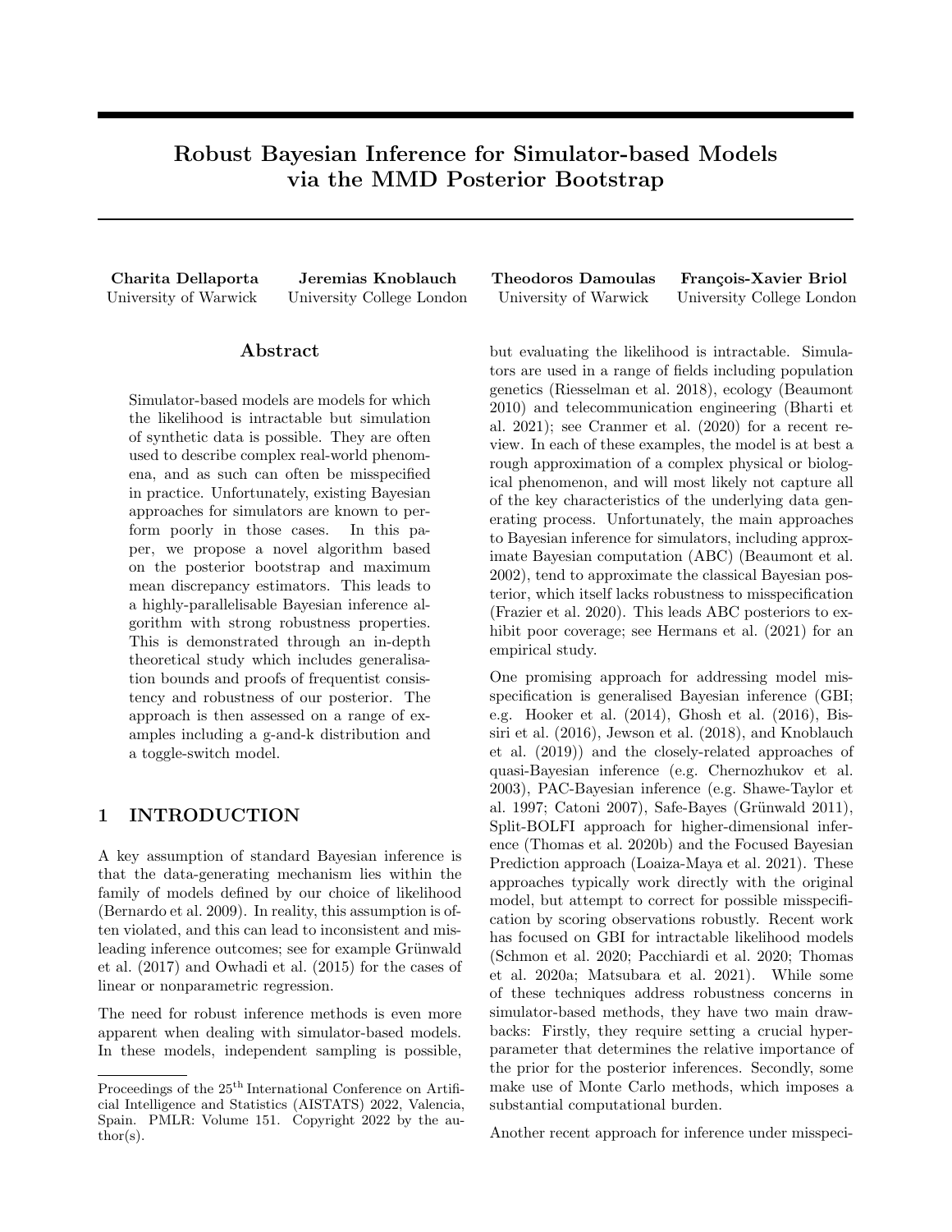# Robust Bayesian Inference for Simulator-based Models via the MMD Posterior Bootstrap

**Charita Dellaporta**
University of Warwick

**Jeremias Knoblauch**
University College London

**Theodoros Damoulas**
University of Warwick

**François-Xavier Briol**
University College London

## Abstract

Simulator-based models are models for which the likelihood is intractable but simulation of synthetic data is possible. They are often used to describe complex real-world phenomena, and as such can often be misspecified in practice. Unfortunately, existing Bayesian approaches for simulators are known to perform poorly in those cases. In this paper, we propose a novel algorithm based on the posterior bootstrap and maximum mean discrepancy estimators. This leads to a highly-parallelisable Bayesian inference algorithm with strong robustness properties. This is demonstrated through an in-depth theoretical study which includes generalisation bounds and proofs of frequentist consistency and robustness of our posterior. The approach is then assessed on a range of examples including a g-and-k distribution and a toggle-switch model.

## 1 INTRODUCTION

A key assumption of standard Bayesian inference is that the data-generating mechanism lies within the family of models defined by our choice of likelihood (Bernardo et al. 2009). In reality, this assumption is often violated, and this can lead to inconsistent and misleading inference outcomes; see for example Grünwald et al. (2017) and Owhadi et al. (2015) for the cases of linear or nonparametric regression.

The need for robust inference methods is even more apparent when dealing with simulator-based models. In these models, independent sampling is possible, but evaluating the likelihood is intractable. Simulators are used in a range of fields including population genetics (Riesselman et al. 2018), ecology (Beaumont 2010) and telecommunication engineering (Bharti et al. 2021); see Cranmer et al. (2020) for a recent review. In each of these examples, the model is at best a rough approximation of a complex physical or biological phenomenon, and will most likely not capture all of the key characteristics of the underlying data generating process. Unfortunately, the main approaches to Bayesian inference for simulators, including approximate Bayesian computation (ABC) (Beaumont et al. 2002), tend to approximate the classical Bayesian posterior, which itself lacks robustness to misspecification (Frazier et al. 2020). This leads ABC posteriors to exhibit poor coverage; see Hermans et al. (2021) for an empirical study.

One promising approach for addressing model misspecification is generalised Bayesian inference (GBI; e.g. Hooker et al. (2014), Ghosh et al. (2016), Bissiri et al. (2016), Jewson et al. (2018), and Knoblauch et al. (2019)) and the closely-related approaches of quasi-Bayesian inference (e.g. Chernozhukov et al. 2003), PAC-Bayesian inference (e.g. Shawe-Taylor et al. 1997; Catoni 2007), Safe-Bayes (Grünwald 2011), Split-BOLFI approach for higher-dimensional inference (Thomas et al. 2020b) and the Focused Bayesian Prediction approach (Loaiza-Maya et al. 2021). These approaches typically work directly with the original model, but attempt to correct for possible misspecification by scoring observations robustly. Recent work has focused on GBI for intractable likelihood models (Schmon et al. 2020; Pacchiardi et al. 2020; Thomas et al. 2020a; Matsubara et al. 2021). While some of these techniques address robustness concerns in simulator-based methods, they have two main drawbacks: Firstly, they require setting a crucial hyperparameter that determines the relative importance of the prior for the posterior inferences. Secondly, some make use of Monte Carlo methods, which imposes a substantial computational burden.

Another recent approach for inference under misspeci-

Proceedings of the 25[th] International Conference on Artificial Intelligence and Statistics (AISTATS) 2022, Valencia, Spain. PMLR: Volume 151. Copyright 2022 by the author(s).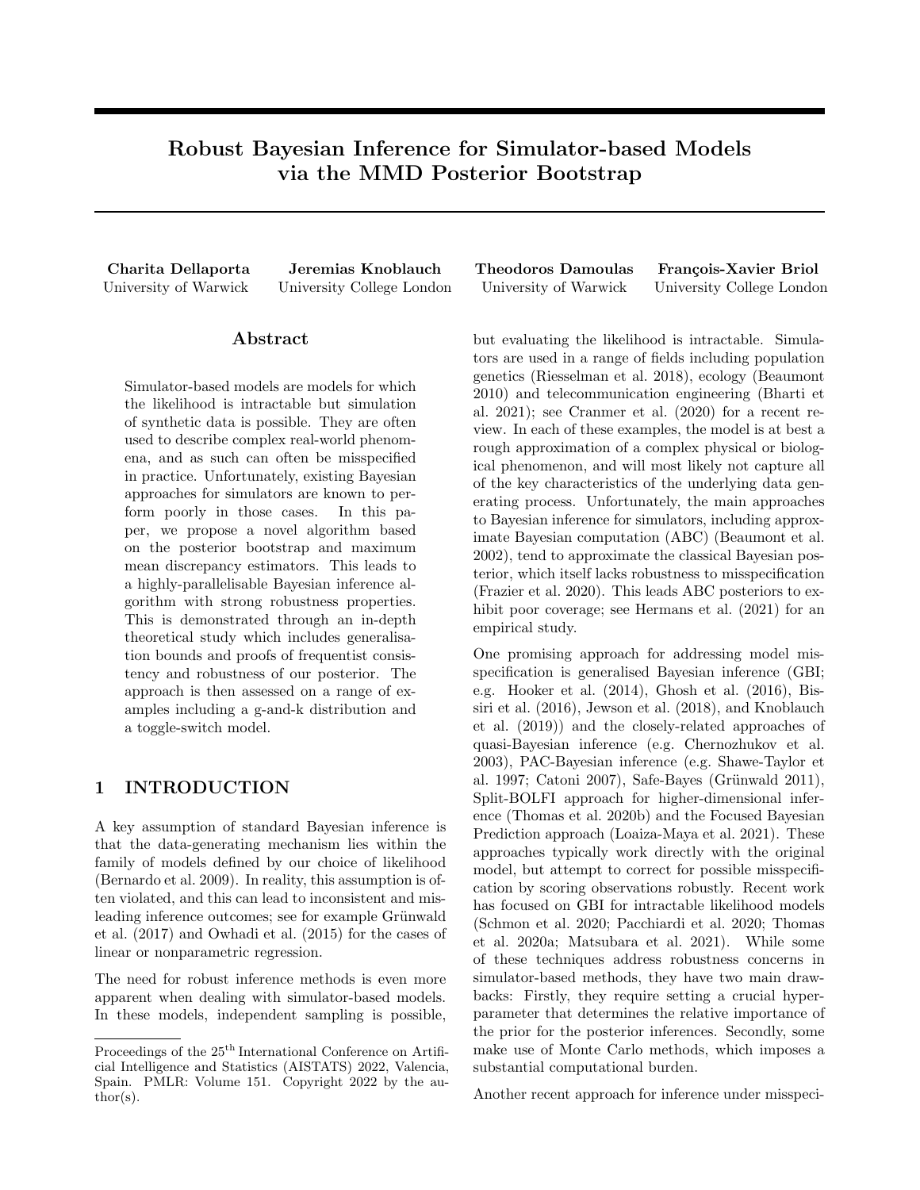# Robust Bayesian Inference for Simulator-based Models via the MMD Posterior Bootstrap

**Charita Dellaporta** University of Warwick

**Jeremias Knoblauch** University College London

**Theodoros Damoulas** University of Warwick

**François-Xavier Briol** University College London

## Abstract

Simulator-based models are models for which the likelihood is intractable but simulation of synthetic data is possible. They are often used to describe complex real-world phenomena, and as such can often be misspecified in practice. Unfortunately, existing Bayesian approaches for simulators are known to perform poorly in those cases. In this paper, we propose a novel algorithm based on the posterior bootstrap and maximum mean discrepancy estimators. This leads to a highly-parallelisable Bayesian inference algorithm with strong robustness properties. This is demonstrated through an in-depth theoretical study which includes generalisation bounds and proofs of frequentist consistency and robustness of our posterior. The approach is then assessed on a range of examples including a g-and-k distribution and a toggle-switch model.

## 1 INTRODUCTION

A key assumption of standard Bayesian inference is that the data-generating mechanism lies within the family of models defined by our choice of likelihood (Bernardo et al. 2009). In reality, this assumption is often violated, and this can lead to inconsistent and misleading inference outcomes; see for example Grünwald et al. (2017) and Owhadi et al. (2015) for the cases of linear or nonparametric regression.

The need for robust inference methods is even more apparent when dealing with simulator-based models. In these models, independent sampling is possible, but evaluating the likelihood is intractable. Simulators are used in a range of fields including population genetics (Riesselman et al. 2018), ecology (Beaumont 2010) and telecommunication engineering (Bharti et al. 2021); see Cranmer et al. (2020) for a recent review. In each of these examples, the model is at best a rough approximation of a complex physical or biological phenomenon, and will most likely not capture all of the key characteristics of the underlying data generating process. Unfortunately, the main approaches to Bayesian inference for simulators, including approximate Bayesian computation (ABC) (Beaumont et al. 2002), tend to approximate the classical Bayesian posterior, which itself lacks robustness to misspecification (Frazier et al. 2020). This leads ABC posteriors to exhibit poor coverage; see Hermans et al. (2021) for an empirical study.

One promising approach for addressing model misspecification is generalised Bayesian inference (GBI; e.g. Hooker et al. (2014), Ghosh et al. (2016), Bissiri et al. (2016), Jewson et al. (2018), and Knoblauch et al. (2019)) and the closely-related approaches of quasi-Bayesian inference (e.g. Chernozhukov et al. 2003), PAC-Bayesian inference (e.g. Shawe-Taylor et al. 1997; Catoni 2007), Safe-Bayes (Grünwald 2011), Split-BOLFI approach for higher-dimensional inference (Thomas et al. 2020b) and the Focused Bayesian Prediction approach (Loaiza-Maya et al. 2021). These approaches typically work directly with the original model, but attempt to correct for possible misspecification by scoring observations robustly. Recent work has focused on GBI for intractable likelihood models (Schmon et al. 2020; Pacchiardi et al. 2020; Thomas et al. 2020a; Matsubara et al. 2021). While some of these techniques address robustness concerns in simulator-based methods, they have two main drawbacks: Firstly, they require setting a crucial hyperparameter that determines the relative importance of the prior for the posterior inferences. Secondly, some make use of Monte Carlo methods, which imposes a substantial computational burden.

Another recent approach for inference under misspeci-

Proceedings of the 25[th] International Conference on Artificial Intelligence and Statistics (AISTATS) 2022, Valencia, Spain. PMLR: Volume 151. Copyright 2022 by the author(s).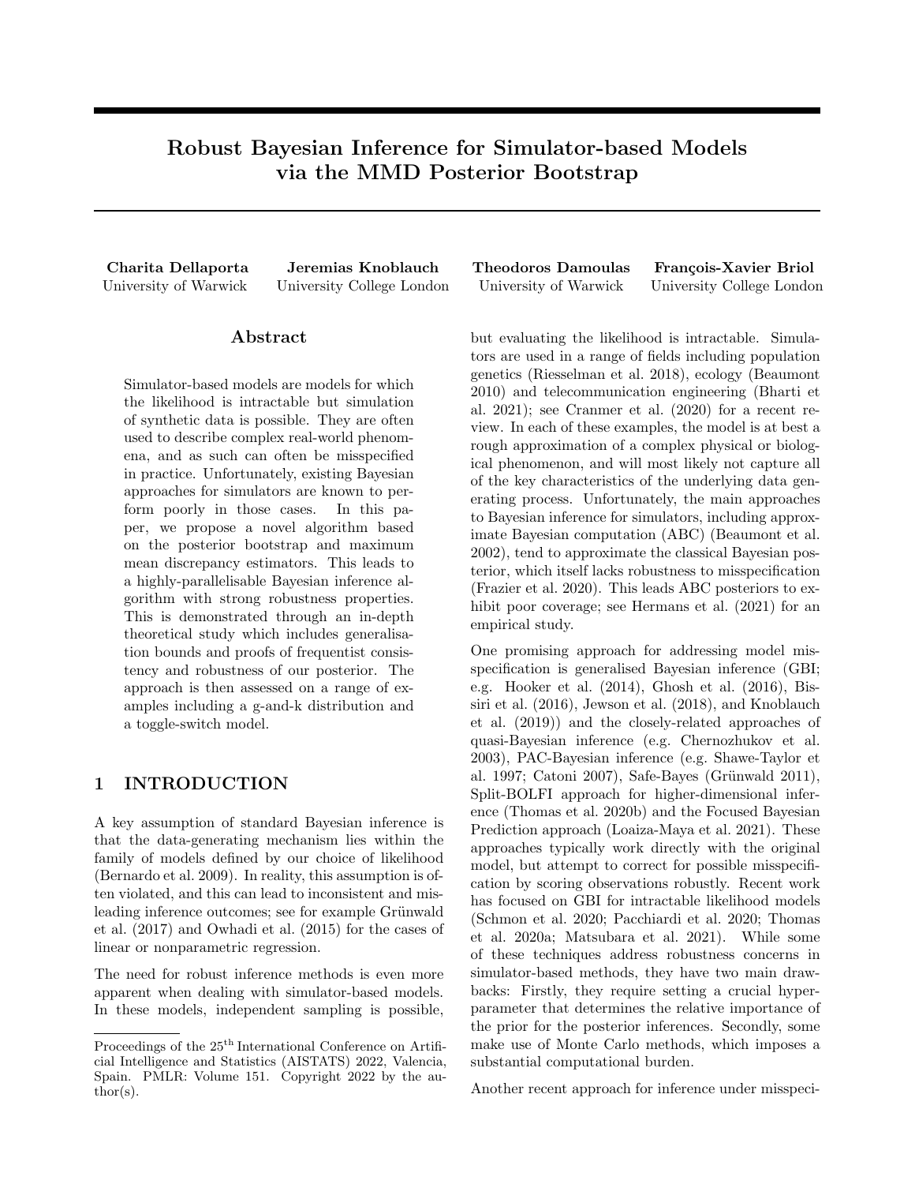# Robust Bayesian Inference for Simulator-based Models via the MMD Posterior Bootstrap

**Charita Dellaporta**
University of Warwick

**Jeremias Knoblauch**
University College London

**Theodoros Damoulas**
University of Warwick

**François-Xavier Briol**
University College London

## Abstract

Simulator-based models are models for which the likelihood is intractable but simulation of synthetic data is possible. They are often used to describe complex real-world phenomena, and as such can often be misspecified in practice. Unfortunately, existing Bayesian approaches for simulators are known to perform poorly in those cases. In this paper, we propose a novel algorithm based on the posterior bootstrap and maximum mean discrepancy estimators. This leads to a highly-parallelisable Bayesian inference algorithm with strong robustness properties. This is demonstrated through an in-depth theoretical study which includes generalisation bounds and proofs of frequentist consistency and robustness of our posterior. The approach is then assessed on a range of examples including a g-and-k distribution and a toggle-switch model.

## 1 INTRODUCTION

A key assumption of standard Bayesian inference is that the data-generating mechanism lies within the family of models defined by our choice of likelihood (Bernardo et al. 2009). In reality, this assumption is often violated, and this can lead to inconsistent and misleading inference outcomes; see for example Grünwald et al. (2017) and Owhadi et al. (2015) for the cases of linear or nonparametric regression.

The need for robust inference methods is even more apparent when dealing with simulator-based models. In these models, independent sampling is possible, but evaluating the likelihood is intractable. Simulators are used in a range of fields including population genetics (Riesselman et al. 2018), ecology (Beaumont 2010) and telecommunication engineering (Bharti et al. 2021); see Cranmer et al. (2020) for a recent review. In each of these examples, the model is at best a rough approximation of a complex physical or biological phenomenon, and will most likely not capture all of the key characteristics of the underlying data generating process. Unfortunately, the main approaches to Bayesian inference for simulators, including approximate Bayesian computation (ABC) (Beaumont et al. 2002), tend to approximate the classical Bayesian posterior, which itself lacks robustness to misspecification (Frazier et al. 2020). This leads ABC posteriors to exhibit poor coverage; see Hermans et al. (2021) for an empirical study.

One promising approach for addressing model misspecification is generalised Bayesian inference (GBI; e.g. Hooker et al. (2014), Ghosh et al. (2016), Bissiri et al. (2016), Jewson et al. (2018), and Knoblauch et al. (2019)) and the closely-related approaches of quasi-Bayesian inference (e.g. Chernozhukov et al. 2003), PAC-Bayesian inference (e.g. Shawe-Taylor et al. 1997; Catoni 2007), Safe-Bayes (Grünwald 2011), Split-BOLFI approach for higher-dimensional inference (Thomas et al. 2020b) and the Focused Bayesian Prediction approach (Loaiza-Maya et al. 2021). These approaches typically work directly with the original model, but attempt to correct for possible misspecification by scoring observations robustly. Recent work has focused on GBI for intractable likelihood models (Schmon et al. 2020; Pacchiardi et al. 2020; Thomas et al. 2020a; Matsubara et al. 2021). While some of these techniques address robustness concerns in simulator-based methods, they have two main drawbacks: Firstly, they require setting a crucial hyperparameter that determines the relative importance of the prior for the posterior inferences. Secondly, some make use of Monte Carlo methods, which imposes a substantial computational burden.

Another recent approach for inference under misspeci-

Proceedings of the 25[th] International Conference on Artificial Intelligence and Statistics (AISTATS) 2022, Valencia, Spain. PMLR: Volume 151. Copyright 2022 by the author(s).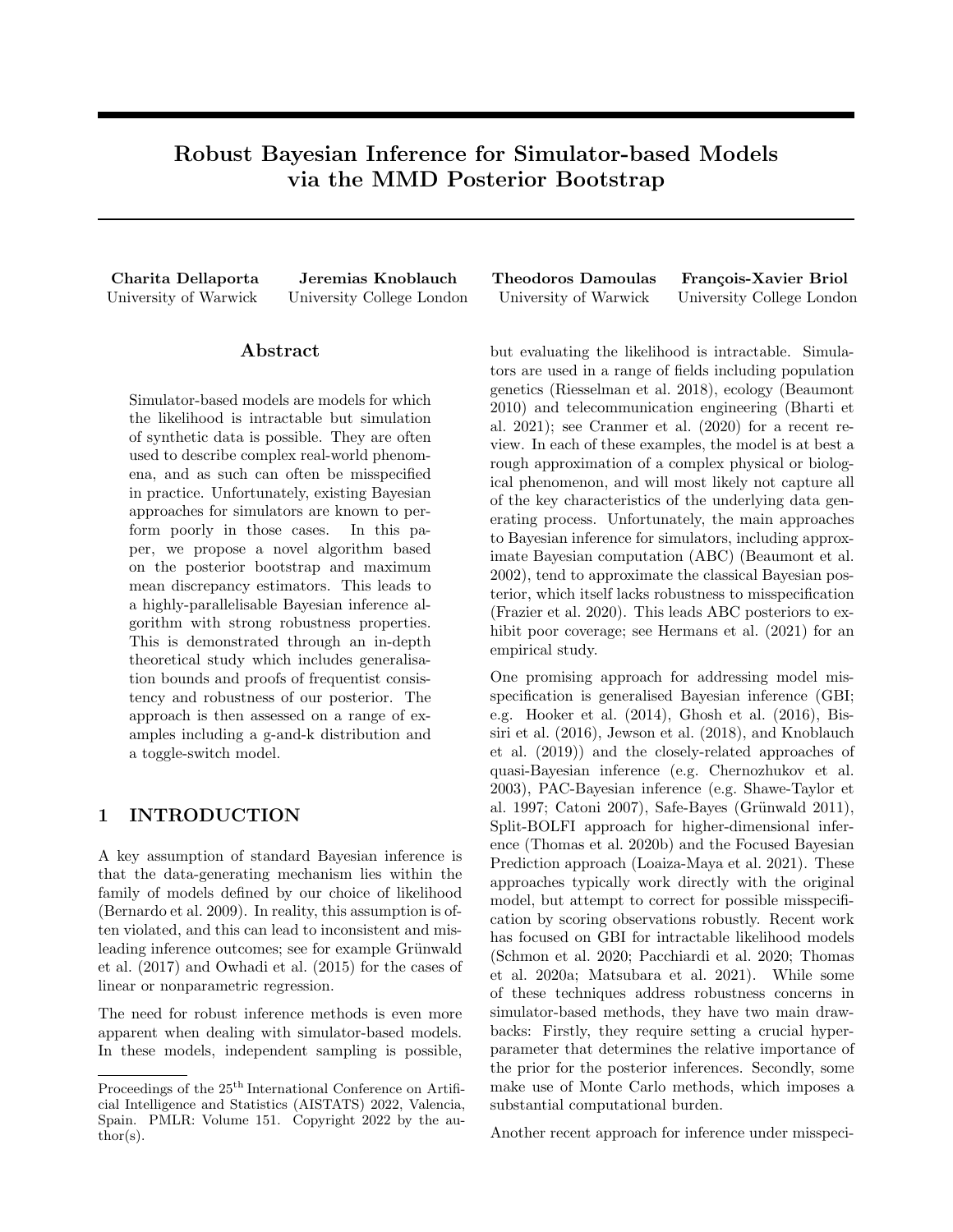# Robust Bayesian Inference for Simulator-based Models via the MMD Posterior Bootstrap

**Charita Dellaporta**
University of Warwick

**Jeremias Knoblauch**
University College London

**Theodoros Damoulas**
University of Warwick

**François-Xavier Briol**
University College London

## Abstract

Simulator-based models are models for which the likelihood is intractable but simulation of synthetic data is possible. They are often used to describe complex real-world phenomena, and as such can often be misspecified in practice. Unfortunately, existing Bayesian approaches for simulators are known to perform poorly in those cases. In this paper, we propose a novel algorithm based on the posterior bootstrap and maximum mean discrepancy estimators. This leads to a highly-parallelisable Bayesian inference algorithm with strong robustness properties. This is demonstrated through an in-depth theoretical study which includes generalisation bounds and proofs of frequentist consistency and robustness of our posterior. The approach is then assessed on a range of examples including a g-and-k distribution and a toggle-switch model.

## 1 INTRODUCTION

A key assumption of standard Bayesian inference is that the data-generating mechanism lies within the family of models defined by our choice of likelihood (Bernardo et al. 2009). In reality, this assumption is often violated, and this can lead to inconsistent and misleading inference outcomes; see for example Grünwald et al. (2017) and Owhadi et al. (2015) for the cases of linear or nonparametric regression.

The need for robust inference methods is even more apparent when dealing with simulator-based models. In these models, independent sampling is possible, but evaluating the likelihood is intractable. Simulators are used in a range of fields including population genetics (Riesselman et al. 2018), ecology (Beaumont 2010) and telecommunication engineering (Bharti et al. 2021); see Cranmer et al. (2020) for a recent review. In each of these examples, the model is at best a rough approximation of a complex physical or biological phenomenon, and will most likely not capture all of the key characteristics of the underlying data generating process. Unfortunately, the main approaches to Bayesian inference for simulators, including approximate Bayesian computation (ABC) (Beaumont et al. 2002), tend to approximate the classical Bayesian posterior, which itself lacks robustness to misspecification (Frazier et al. 2020). This leads ABC posteriors to exhibit poor coverage; see Hermans et al. (2021) for an empirical study.

One promising approach for addressing model misspecification is generalised Bayesian inference (GBI; e.g. Hooker et al. (2014), Ghosh et al. (2016), Bissiri et al. (2016), Jewson et al. (2018), and Knoblauch et al. (2019)) and the closely-related approaches of quasi-Bayesian inference (e.g. Chernozhukov et al. 2003), PAC-Bayesian inference (e.g. Shawe-Taylor et al. 1997; Catoni 2007), Safe-Bayes (Grünwald 2011), Split-BOLFI approach for higher-dimensional inference (Thomas et al. 2020b) and the Focused Bayesian Prediction approach (Loaiza-Maya et al. 2021). These approaches typically work directly with the original model, but attempt to correct for possible misspecification by scoring observations robustly. Recent work has focused on GBI for intractable likelihood models (Schmon et al. 2020; Pacchiardi et al. 2020; Thomas et al. 2020a; Matsubara et al. 2021). While some of these techniques address robustness concerns in simulator-based methods, they have two main drawbacks: Firstly, they require setting a crucial hyperparameter that determines the relative importance of the prior for the posterior inferences. Secondly, some make use of Monte Carlo methods, which imposes a substantial computational burden.

Another recent approach for inference under misspeci-

Proceedings of the 25[th] International Conference on Artificial Intelligence and Statistics (AISTATS) 2022, Valencia, Spain. PMLR: Volume 151. Copyright 2022 by the author(s).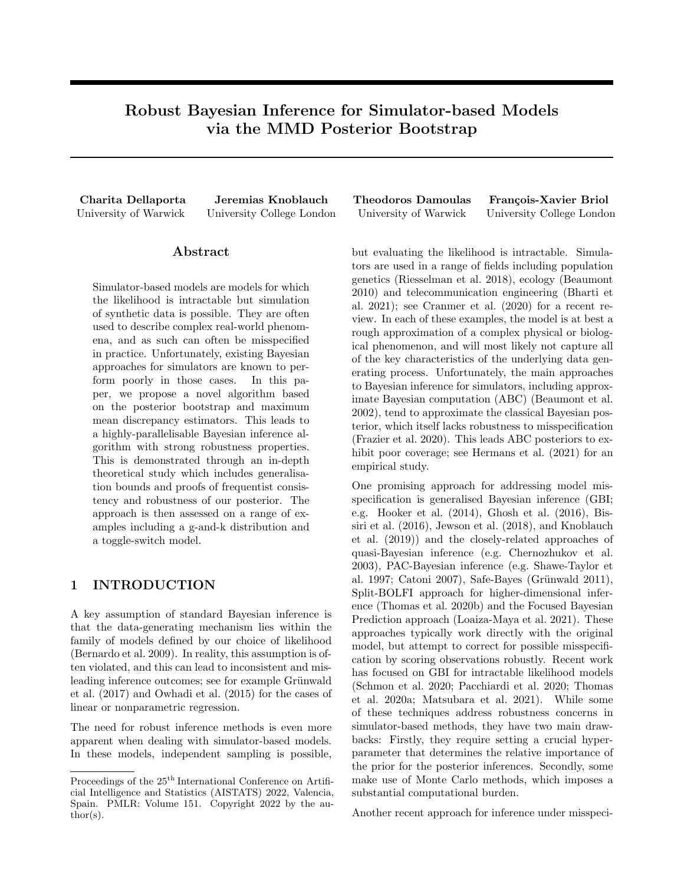# Robust Bayesian Inference for Simulator-based Models via the MMD Posterior Bootstrap

**Charita Dellaporta**
University of Warwick

**Jeremias Knoblauch**
University College London

**Theodoros Damoulas**
University of Warwick

**François-Xavier Briol**
University College London

## Abstract

Simulator-based models are models for which the likelihood is intractable but simulation of synthetic data is possible. They are often used to describe complex real-world phenomena, and as such can often be misspecified in practice. Unfortunately, existing Bayesian approaches for simulators are known to perform poorly in those cases. In this paper, we propose a novel algorithm based on the posterior bootstrap and maximum mean discrepancy estimators. This leads to a highly-parallelisable Bayesian inference algorithm with strong robustness properties. This is demonstrated through an in-depth theoretical study which includes generalisation bounds and proofs of frequentist consistency and robustness of our posterior. The approach is then assessed on a range of examples including a g-and-k distribution and a toggle-switch model.

## 1 INTRODUCTION

A key assumption of standard Bayesian inference is that the data-generating mechanism lies within the family of models defined by our choice of likelihood (Bernardo et al. 2009). In reality, this assumption is often violated, and this can lead to inconsistent and misleading inference outcomes; see for example Grünwald et al. (2017) and Owhadi et al. (2015) for the cases of linear or nonparametric regression.

The need for robust inference methods is even more apparent when dealing with simulator-based models. In these models, independent sampling is possible, but evaluating the likelihood is intractable. Simulators are used in a range of fields including population genetics (Riesselman et al. 2018), ecology (Beaumont 2010) and telecommunication engineering (Bharti et al. 2021); see Cranmer et al. (2020) for a recent review. In each of these examples, the model is at best a rough approximation of a complex physical or biological phenomenon, and will most likely not capture all of the key characteristics of the underlying data generating process. Unfortunately, the main approaches to Bayesian inference for simulators, including approximate Bayesian computation (ABC) (Beaumont et al. 2002), tend to approximate the classical Bayesian posterior, which itself lacks robustness to misspecification (Frazier et al. 2020). This leads ABC posteriors to exhibit poor coverage; see Hermans et al. (2021) for an empirical study.

One promising approach for addressing model misspecification is generalised Bayesian inference (GBI; e.g. Hooker et al. (2014), Ghosh et al. (2016), Bissiri et al. (2016), Jewson et al. (2018), and Knoblauch et al. (2019)) and the closely-related approaches of quasi-Bayesian inference (e.g. Chernozhukov et al. 2003), PAC-Bayesian inference (e.g. Shawe-Taylor et al. 1997; Catoni 2007), Safe-Bayes (Grünwald 2011), Split-BOLFI approach for higher-dimensional inference (Thomas et al. 2020b) and the Focused Bayesian Prediction approach (Loaiza-Maya et al. 2021). These approaches typically work directly with the original model, but attempt to correct for possible misspecification by scoring observations robustly. Recent work has focused on GBI for intractable likelihood models (Schmon et al. 2020; Pacchiardi et al. 2020; Thomas et al. 2020a; Matsubara et al. 2021). While some of these techniques address robustness concerns in simulator-based methods, they have two main drawbacks: Firstly, they require setting a crucial hyperparameter that determines the relative importance of the prior for the posterior inferences. Secondly, some make use of Monte Carlo methods, which imposes a substantial computational burden.

Another recent approach for inference under misspeci-

Proceedings of the 25[th] International Conference on Artificial Intelligence and Statistics (AISTATS) 2022, Valencia, Spain. PMLR: Volume 151. Copyright 2022 by the author(s).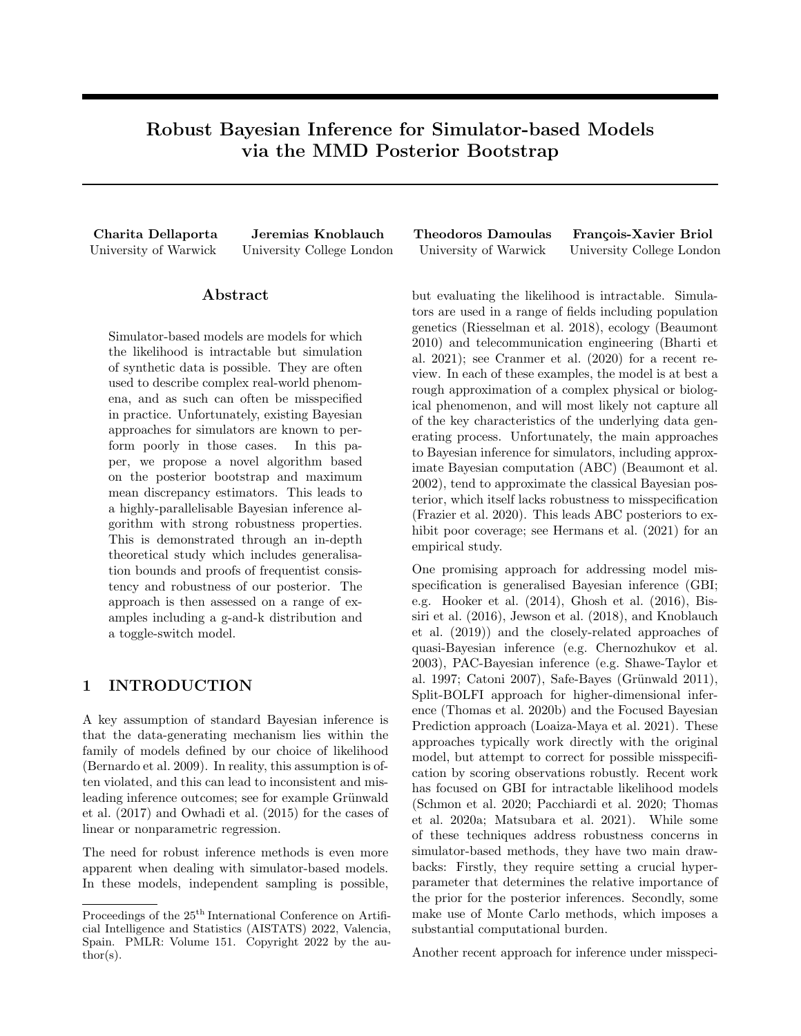# Robust Bayesian Inference for Simulator-based Models via the MMD Posterior Bootstrap

**Charita Dellaporta**
University of Warwick

**Jeremias Knoblauch**
University College London

**Theodoros Damoulas**
University of Warwick

**François-Xavier Briol**
University College London

## Abstract

Simulator-based models are models for which the likelihood is intractable but simulation of synthetic data is possible. They are often used to describe complex real-world phenomena, and as such can often be misspecified in practice. Unfortunately, existing Bayesian approaches for simulators are known to perform poorly in those cases. In this paper, we propose a novel algorithm based on the posterior bootstrap and maximum mean discrepancy estimators. This leads to a highly-parallelisable Bayesian inference algorithm with strong robustness properties. This is demonstrated through an in-depth theoretical study which includes generalisation bounds and proofs of frequentist consistency and robustness of our posterior. The approach is then assessed on a range of examples including a g-and-k distribution and a toggle-switch model.

## 1 INTRODUCTION

A key assumption of standard Bayesian inference is that the data-generating mechanism lies within the family of models defined by our choice of likelihood (Bernardo et al. 2009). In reality, this assumption is often violated, and this can lead to inconsistent and misleading inference outcomes; see for example Grünwald et al. (2017) and Owhadi et al. (2015) for the cases of linear or nonparametric regression.

The need for robust inference methods is even more apparent when dealing with simulator-based models. In these models, independent sampling is possible, but evaluating the likelihood is intractable. Simulators are used in a range of fields including population genetics (Riesselman et al. 2018), ecology (Beaumont 2010) and telecommunication engineering (Bharti et al. 2021); see Cranmer et al. (2020) for a recent review. In each of these examples, the model is at best a rough approximation of a complex physical or biological phenomenon, and will most likely not capture all of the key characteristics of the underlying data generating process. Unfortunately, the main approaches to Bayesian inference for simulators, including approximate Bayesian computation (ABC) (Beaumont et al. 2002), tend to approximate the classical Bayesian posterior, which itself lacks robustness to misspecification (Frazier et al. 2020). This leads ABC posteriors to exhibit poor coverage; see Hermans et al. (2021) for an empirical study.

One promising approach for addressing model misspecification is generalised Bayesian inference (GBI; e.g. Hooker et al. (2014), Ghosh et al. (2016), Bissiri et al. (2016), Jewson et al. (2018), and Knoblauch et al. (2019)) and the closely-related approaches of quasi-Bayesian inference (e.g. Chernozhukov et al. 2003), PAC-Bayesian inference (e.g. Shawe-Taylor et al. 1997; Catoni 2007), Safe-Bayes (Grünwald 2011), Split-BOLFI approach for higher-dimensional inference (Thomas et al. 2020b) and the Focused Bayesian Prediction approach (Loaiza-Maya et al. 2021). These approaches typically work directly with the original model, but attempt to correct for possible misspecification by scoring observations robustly. Recent work has focused on GBI for intractable likelihood models (Schmon et al. 2020; Pacchiardi et al. 2020; Thomas et al. 2020a; Matsubara et al. 2021). While some of these techniques address robustness concerns in simulator-based methods, they have two main drawbacks: Firstly, they require setting a crucial hyperparameter that determines the relative importance of the prior for the posterior inferences. Secondly, some make use of Monte Carlo methods, which imposes a substantial computational burden.

Another recent approach for inference under misspeci-

Proceedings of the 25[th] International Conference on Artificial Intelligence and Statistics (AISTATS) 2022, Valencia, Spain. PMLR: Volume 151. Copyright 2022 by the author(s).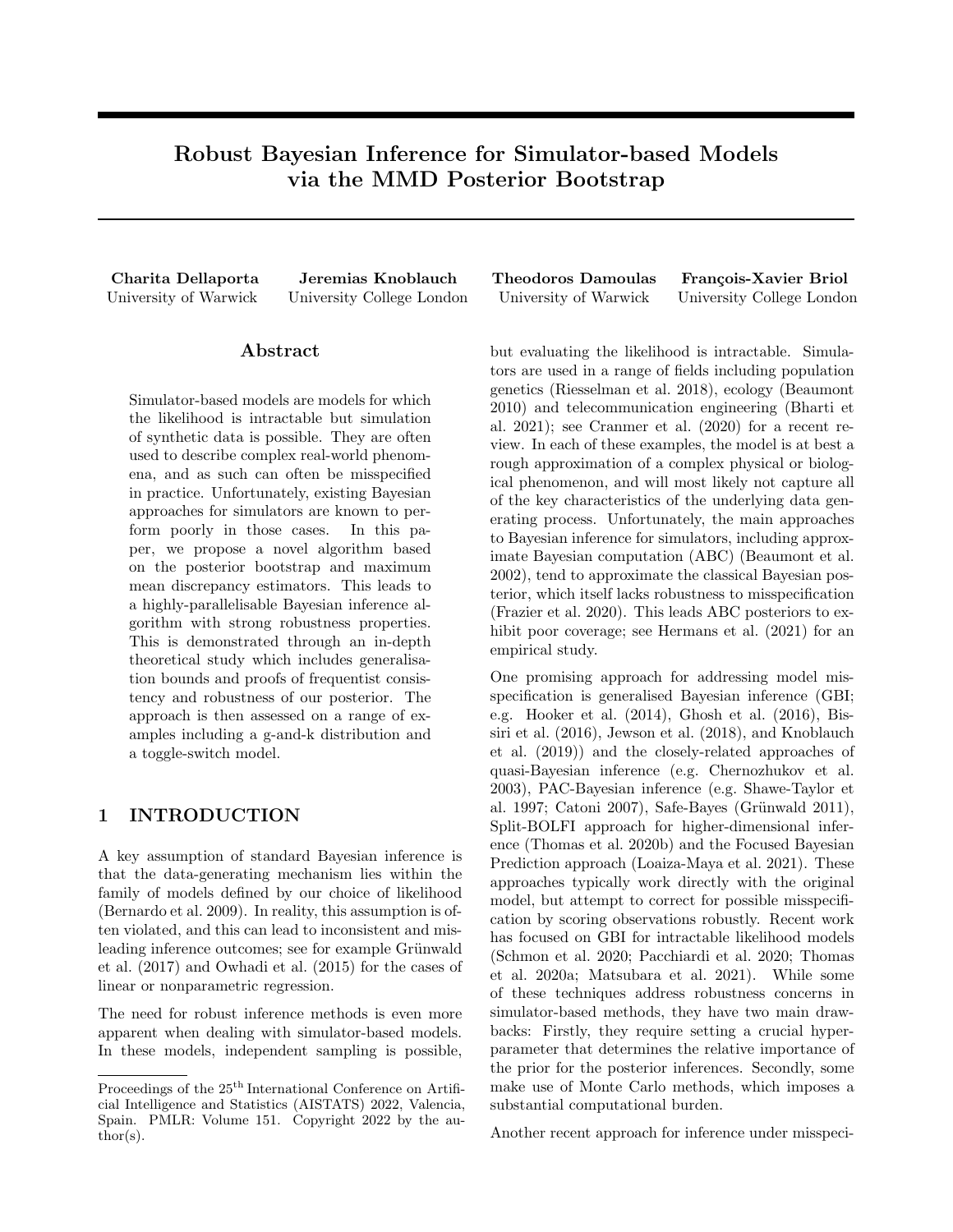# Robust Bayesian Inference for Simulator-based Models via the MMD Posterior Bootstrap

**Charita Dellaporta**
University of Warwick

**Jeremias Knoblauch**
University College London

**Theodoros Damoulas**
University of Warwick

**François-Xavier Briol**
University College London

## Abstract

Simulator-based models are models for which the likelihood is intractable but simulation of synthetic data is possible. They are often used to describe complex real-world phenomena, and as such can often be misspecified in practice. Unfortunately, existing Bayesian approaches for simulators are known to perform poorly in those cases. In this paper, we propose a novel algorithm based on the posterior bootstrap and maximum mean discrepancy estimators. This leads to a highly-parallelisable Bayesian inference algorithm with strong robustness properties. This is demonstrated through an in-depth theoretical study which includes generalisation bounds and proofs of frequentist consistency and robustness of our posterior. The approach is then assessed on a range of examples including a g-and-k distribution and a toggle-switch model.

## 1 INTRODUCTION

A key assumption of standard Bayesian inference is that the data-generating mechanism lies within the family of models defined by our choice of likelihood (Bernardo et al. 2009). In reality, this assumption is often violated, and this can lead to inconsistent and misleading inference outcomes; see for example Grünwald et al. (2017) and Owhadi et al. (2015) for the cases of linear or nonparametric regression.

The need for robust inference methods is even more apparent when dealing with simulator-based models. In these models, independent sampling is possible, but evaluating the likelihood is intractable. Simulators are used in a range of fields including population genetics (Riesselman et al. 2018), ecology (Beaumont 2010) and telecommunication engineering (Bharti et al. 2021); see Cranmer et al. (2020) for a recent review. In each of these examples, the model is at best a rough approximation of a complex physical or biological phenomenon, and will most likely not capture all of the key characteristics of the underlying data generating process. Unfortunately, the main approaches to Bayesian inference for simulators, including approximate Bayesian computation (ABC) (Beaumont et al. 2002), tend to approximate the classical Bayesian posterior, which itself lacks robustness to misspecification (Frazier et al. 2020). This leads ABC posteriors to exhibit poor coverage; see Hermans et al. (2021) for an empirical study.

One promising approach for addressing model misspecification is generalised Bayesian inference (GBI; e.g. Hooker et al. (2014), Ghosh et al. (2016), Bissiri et al. (2016), Jewson et al. (2018), and Knoblauch et al. (2019)) and the closely-related approaches of quasi-Bayesian inference (e.g. Chernozhukov et al. 2003), PAC-Bayesian inference (e.g. Shawe-Taylor et al. 1997; Catoni 2007), Safe-Bayes (Grünwald 2011), Split-BOLFI approach for higher-dimensional inference (Thomas et al. 2020b) and the Focused Bayesian Prediction approach (Loaiza-Maya et al. 2021). These approaches typically work directly with the original model, but attempt to correct for possible misspecification by scoring observations robustly. Recent work has focused on GBI for intractable likelihood models (Schmon et al. 2020; Pacchiardi et al. 2020; Thomas et al. 2020a; Matsubara et al. 2021). While some of these techniques address robustness concerns in simulator-based methods, they have two main drawbacks: Firstly, they require setting a crucial hyperparameter that determines the relative importance of the prior for the posterior inferences. Secondly, some make use of Monte Carlo methods, which imposes a substantial computational burden.

Another recent approach for inference under misspeci-

---

Proceedings of the 25[th] International Conference on Artificial Intelligence and Statistics (AISTATS) 2022, Valencia, Spain. PMLR: Volume 151. Copyright 2022 by the author(s).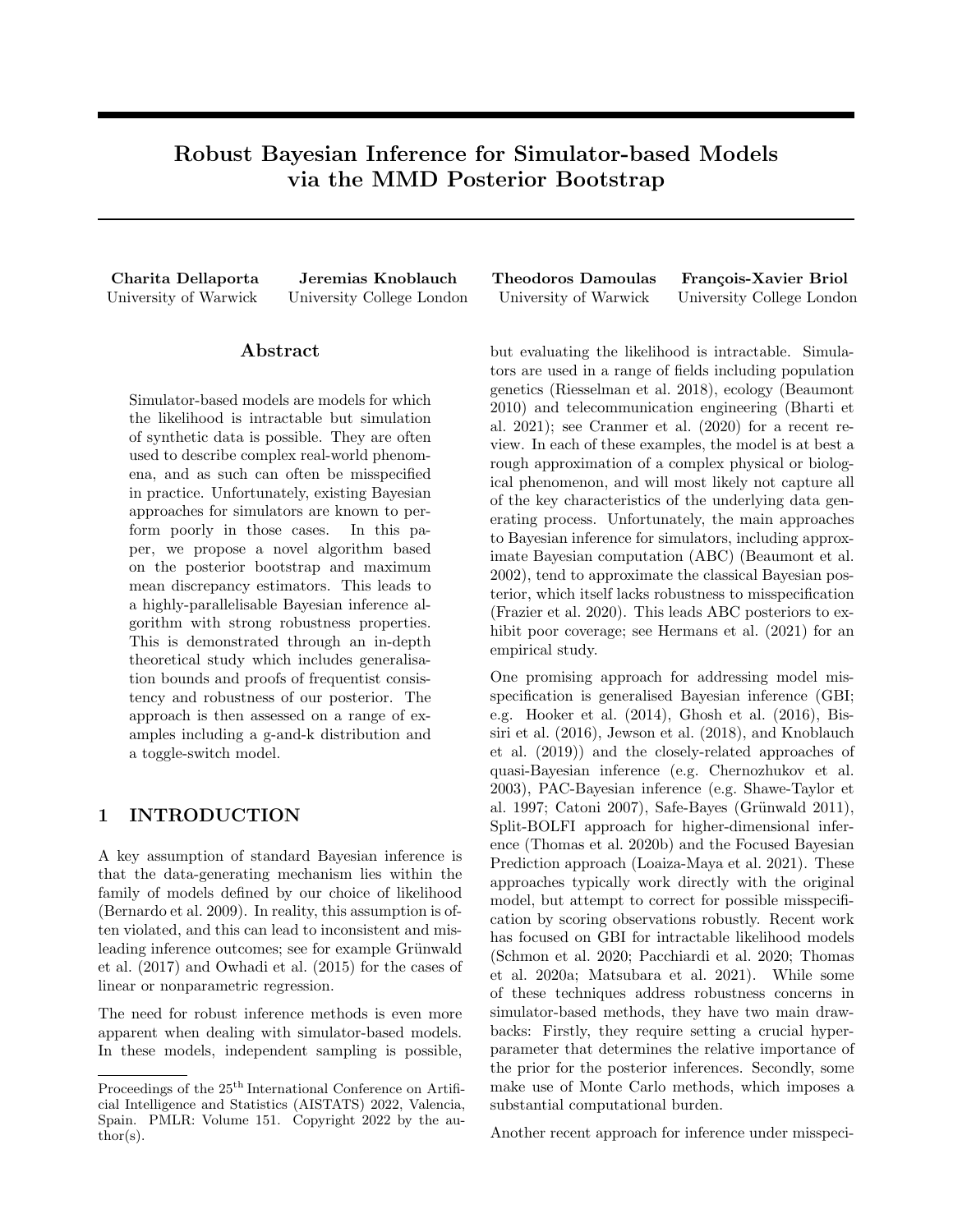# Robust Bayesian Inference for Simulator-based Models via the MMD Posterior Bootstrap

**Charita Dellaporta**
University of Warwick

**Jeremias Knoblauch**
University College London

**Theodoros Damoulas**
University of Warwick

**François-Xavier Briol**
University College London

## Abstract

Simulator-based models are models for which the likelihood is intractable but simulation of synthetic data is possible. They are often used to describe complex real-world phenomena, and as such can often be misspecified in practice. Unfortunately, existing Bayesian approaches for simulators are known to perform poorly in those cases. In this paper, we propose a novel algorithm based on the posterior bootstrap and maximum mean discrepancy estimators. This leads to a highly-parallelisable Bayesian inference algorithm with strong robustness properties. This is demonstrated through an in-depth theoretical study which includes generalisation bounds and proofs of frequentist consistency and robustness of our posterior. The approach is then assessed on a range of examples including a g-and-k distribution and a toggle-switch model.

## 1 INTRODUCTION

A key assumption of standard Bayesian inference is that the data-generating mechanism lies within the family of models defined by our choice of likelihood (Bernardo et al. 2009). In reality, this assumption is often violated, and this can lead to inconsistent and misleading inference outcomes; see for example Grünwald et al. (2017) and Owhadi et al. (2015) for the cases of linear or nonparametric regression.

The need for robust inference methods is even more apparent when dealing with simulator-based models. In these models, independent sampling is possible, but evaluating the likelihood is intractable. Simulators are used in a range of fields including population genetics (Riesselman et al. 2018), ecology (Beaumont 2010) and telecommunication engineering (Bharti et al. 2021); see Cranmer et al. (2020) for a recent review. In each of these examples, the model is at best a rough approximation of a complex physical or biological phenomenon, and will most likely not capture all of the key characteristics of the underlying data generating process. Unfortunately, the main approaches to Bayesian inference for simulators, including approximate Bayesian computation (ABC) (Beaumont et al. 2002), tend to approximate the classical Bayesian posterior, which itself lacks robustness to misspecification (Frazier et al. 2020). This leads ABC posteriors to exhibit poor coverage; see Hermans et al. (2021) for an empirical study.

One promising approach for addressing model misspecification is generalised Bayesian inference (GBI; e.g. Hooker et al. (2014), Ghosh et al. (2016), Bissiri et al. (2016), Jewson et al. (2018), and Knoblauch et al. (2019)) and the closely-related approaches of quasi-Bayesian inference (e.g. Chernozhukov et al. 2003), PAC-Bayesian inference (e.g. Shawe-Taylor et al. 1997; Catoni 2007), Safe-Bayes (Grünwald 2011), Split-BOLFI approach for higher-dimensional inference (Thomas et al. 2020b) and the Focused Bayesian Prediction approach (Loaiza-Maya et al. 2021). These approaches typically work directly with the original model, but attempt to correct for possible misspecification by scoring observations robustly. Recent work has focused on GBI for intractable likelihood models (Schmon et al. 2020; Pacchiardi et al. 2020; Thomas et al. 2020a; Matsubara et al. 2021). While some of these techniques address robustness concerns in simulator-based methods, they have two main drawbacks: Firstly, they require setting a crucial hyperparameter that determines the relative importance of the prior for the posterior inferences. Secondly, some make use of Monte Carlo methods, which imposes a substantial computational burden.

Another recent approach for inference under misspeci-

Proceedings of the 25[th] International Conference on Artificial Intelligence and Statistics (AISTATS) 2022, Valencia, Spain. PMLR: Volume 151. Copyright 2022 by the author(s).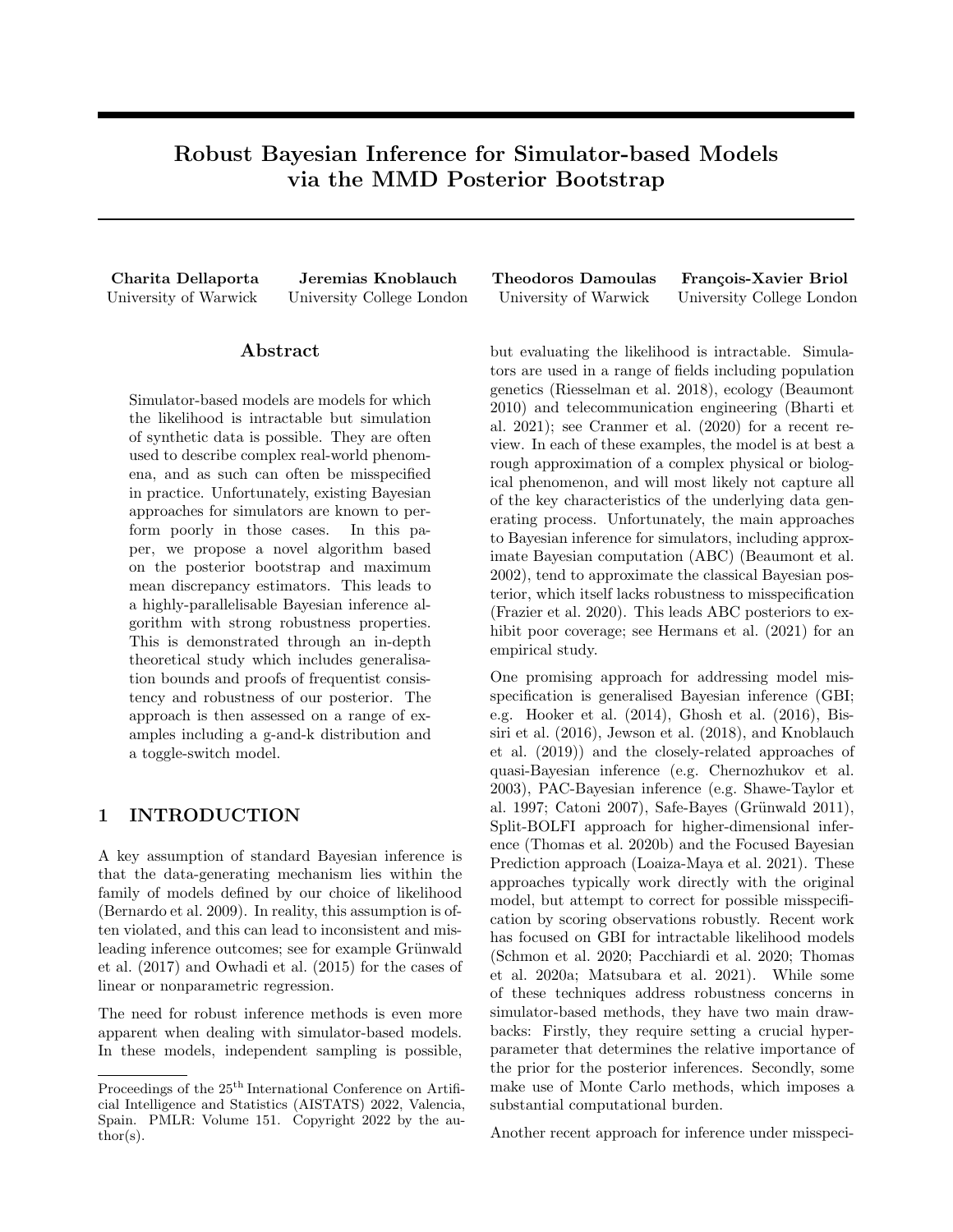# Robust Bayesian Inference for Simulator-based Models via the MMD Posterior Bootstrap

**Charita Dellaporta**
University of Warwick

**Jeremias Knoblauch**
University College London

**Theodoros Damoulas**
University of Warwick

**François-Xavier Briol**
University College London

## Abstract

Simulator-based models are models for which the likelihood is intractable but simulation of synthetic data is possible. They are often used to describe complex real-world phenomena, and as such can often be misspecified in practice. Unfortunately, existing Bayesian approaches for simulators are known to perform poorly in those cases. In this paper, we propose a novel algorithm based on the posterior bootstrap and maximum mean discrepancy estimators. This leads to a highly-parallelisable Bayesian inference algorithm with strong robustness properties. This is demonstrated through an in-depth theoretical study which includes generalisation bounds and proofs of frequentist consistency and robustness of our posterior. The approach is then assessed on a range of examples including a g-and-k distribution and a toggle-switch model.

## 1 INTRODUCTION

A key assumption of standard Bayesian inference is that the data-generating mechanism lies within the family of models defined by our choice of likelihood (Bernardo et al. 2009). In reality, this assumption is often violated, and this can lead to inconsistent and misleading inference outcomes; see for example Grünwald et al. (2017) and Owhadi et al. (2015) for the cases of linear or nonparametric regression.

The need for robust inference methods is even more apparent when dealing with simulator-based models. In these models, independent sampling is possible, but evaluating the likelihood is intractable. Simulators are used in a range of fields including population genetics (Riesselman et al. 2018), ecology (Beaumont 2010) and telecommunication engineering (Bharti et al. 2021); see Cranmer et al. (2020) for a recent review. In each of these examples, the model is at best a rough approximation of a complex physical or biological phenomenon, and will most likely not capture all of the key characteristics of the underlying data generating process. Unfortunately, the main approaches to Bayesian inference for simulators, including approximate Bayesian computation (ABC) (Beaumont et al. 2002), tend to approximate the classical Bayesian posterior, which itself lacks robustness to misspecification (Frazier et al. 2020). This leads ABC posteriors to exhibit poor coverage; see Hermans et al. (2021) for an empirical study.

One promising approach for addressing model misspecification is generalised Bayesian inference (GBI; e.g. Hooker et al. (2014), Ghosh et al. (2016), Bissiri et al. (2016), Jewson et al. (2018), and Knoblauch et al. (2019)) and the closely-related approaches of quasi-Bayesian inference (e.g. Chernozhukov et al. 2003), PAC-Bayesian inference (e.g. Shawe-Taylor et al. 1997; Catoni 2007), Safe-Bayes (Grünwald 2011), Split-BOLFI approach for higher-dimensional inference (Thomas et al. 2020b) and the Focused Bayesian Prediction approach (Loaiza-Maya et al. 2021). These approaches typically work directly with the original model, but attempt to correct for possible misspecification by scoring observations robustly. Recent work has focused on GBI for intractable likelihood models (Schmon et al. 2020; Pacchiardi et al. 2020; Thomas et al. 2020a; Matsubara et al. 2021). While some of these techniques address robustness concerns in simulator-based methods, they have two main drawbacks: Firstly, they require setting a crucial hyperparameter that determines the relative importance of the prior for the posterior inferences. Secondly, some make use of Monte Carlo methods, which imposes a substantial computational burden.

Another recent approach for inference under misspeci-

Proceedings of the 25[th] International Conference on Artificial Intelligence and Statistics (AISTATS) 2022, Valencia, Spain. PMLR: Volume 151. Copyright 2022 by the author(s).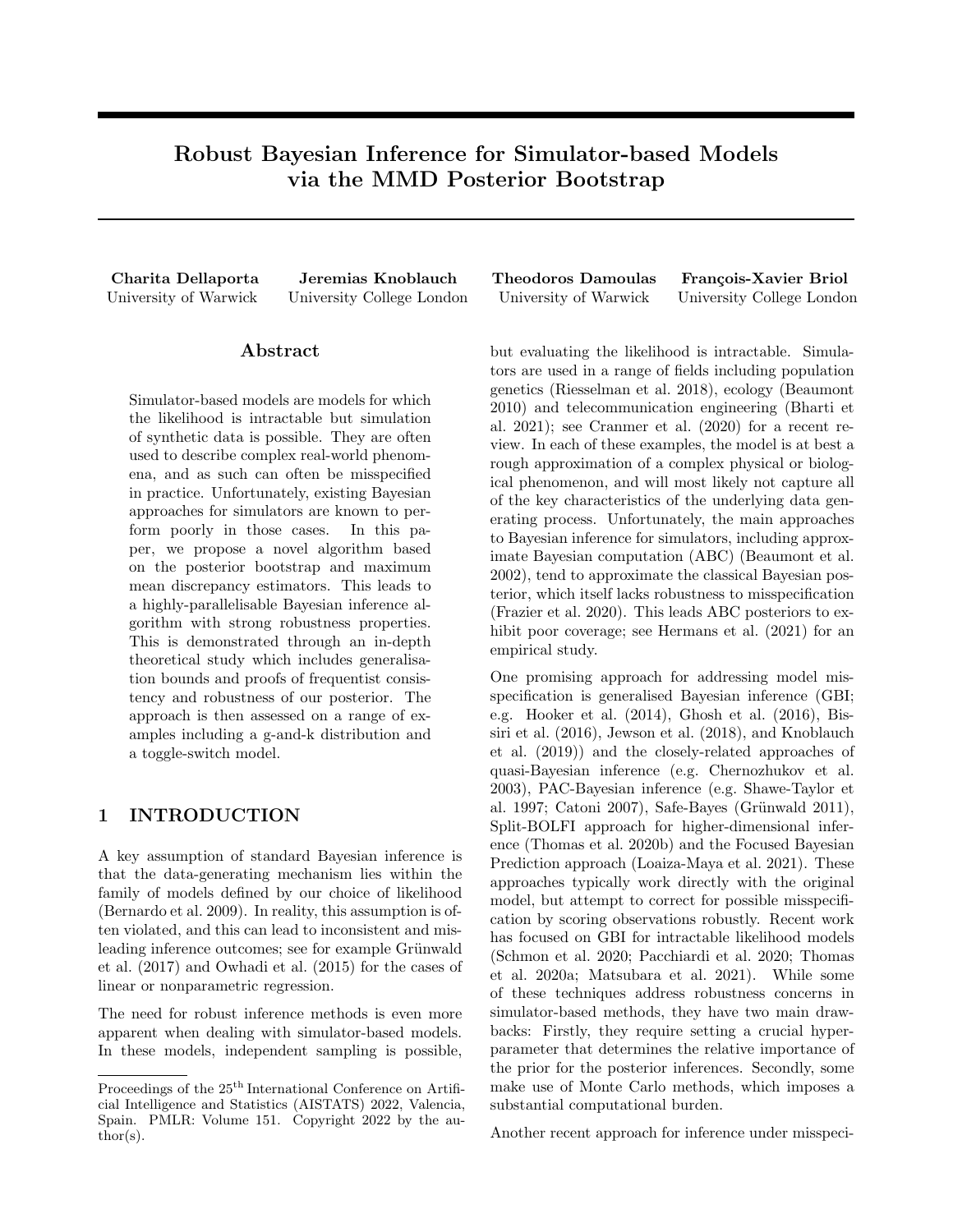# Robust Bayesian Inference for Simulator-based Models via the MMD Posterior Bootstrap

**Charita Dellaporta**
University of Warwick

**Jeremias Knoblauch**
University College London

**Theodoros Damoulas**
University of Warwick

**François-Xavier Briol**
University College London

## Abstract

Simulator-based models are models for which the likelihood is intractable but simulation of synthetic data is possible. They are often used to describe complex real-world phenomena, and as such can often be misspecified in practice. Unfortunately, existing Bayesian approaches for simulators are known to perform poorly in those cases. In this paper, we propose a novel algorithm based on the posterior bootstrap and maximum mean discrepancy estimators. This leads to a highly-parallelisable Bayesian inference algorithm with strong robustness properties. This is demonstrated through an in-depth theoretical study which includes generalisation bounds and proofs of frequentist consistency and robustness of our posterior. The approach is then assessed on a range of examples including a g-and-k distribution and a toggle-switch model.

## 1 INTRODUCTION

A key assumption of standard Bayesian inference is that the data-generating mechanism lies within the family of models defined by our choice of likelihood (Bernardo et al. 2009). In reality, this assumption is often violated, and this can lead to inconsistent and misleading inference outcomes; see for example Grünwald et al. (2017) and Owhadi et al. (2015) for the cases of linear or nonparametric regression.

The need for robust inference methods is even more apparent when dealing with simulator-based models. In these models, independent sampling is possible, but evaluating the likelihood is intractable. Simulators are used in a range of fields including population genetics (Riesselman et al. 2018), ecology (Beaumont 2010) and telecommunication engineering (Bharti et al. 2021); see Cranmer et al. (2020) for a recent review. In each of these examples, the model is at best a rough approximation of a complex physical or biological phenomenon, and will most likely not capture all of the key characteristics of the underlying data generating process. Unfortunately, the main approaches to Bayesian inference for simulators, including approximate Bayesian computation (ABC) (Beaumont et al. 2002), tend to approximate the classical Bayesian posterior, which itself lacks robustness to misspecification (Frazier et al. 2020). This leads ABC posteriors to exhibit poor coverage; see Hermans et al. (2021) for an empirical study.

One promising approach for addressing model misspecification is generalised Bayesian inference (GBI; e.g. Hooker et al. (2014), Ghosh et al. (2016), Bissiri et al. (2016), Jewson et al. (2018), and Knoblauch et al. (2019)) and the closely-related approaches of quasi-Bayesian inference (e.g. Chernozhukov et al. 2003), PAC-Bayesian inference (e.g. Shawe-Taylor et al. 1997; Catoni 2007), Safe-Bayes (Grünwald 2011), Split-BOLFI approach for higher-dimensional inference (Thomas et al. 2020b) and the Focused Bayesian Prediction approach (Loaiza-Maya et al. 2021). These approaches typically work directly with the original model, but attempt to correct for possible misspecification by scoring observations robustly. Recent work has focused on GBI for intractable likelihood models (Schmon et al. 2020; Pacchiardi et al. 2020; Thomas et al. 2020a; Matsubara et al. 2021). While some of these techniques address robustness concerns in simulator-based methods, they have two main drawbacks: Firstly, they require setting a crucial hyperparameter that determines the relative importance of the prior for the posterior inferences. Secondly, some make use of Monte Carlo methods, which imposes a substantial computational burden.

Another recent approach for inference under misspeci-

Proceedings of the 25[th] International Conference on Artificial Intelligence and Statistics (AISTATS) 2022, Valencia, Spain. PMLR: Volume 151. Copyright 2022 by the author(s).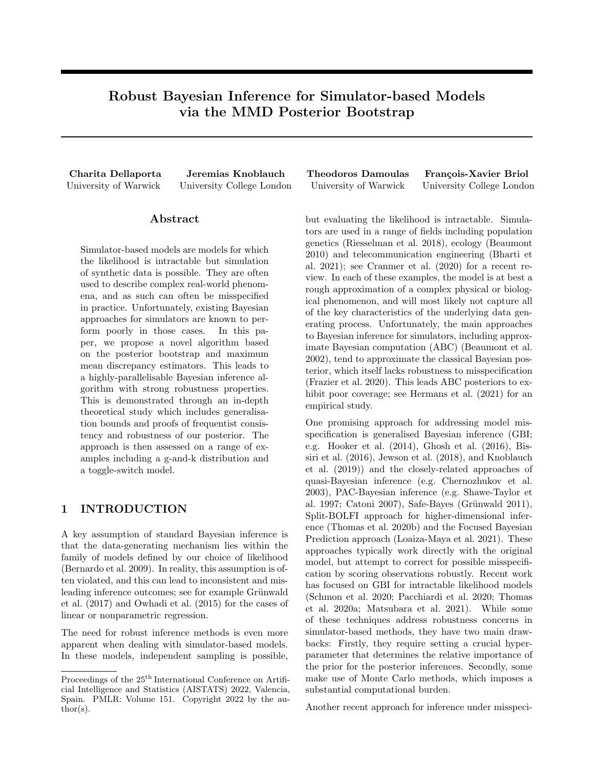# Robust Bayesian Inference for Simulator-based Models via the MMD Posterior Bootstrap

**Charita Dellaporta**
University of Warwick

**Jeremias Knoblauch**
University College London

**Theodoros Damoulas**
University of Warwick

**François-Xavier Briol**
University College London

## Abstract

Simulator-based models are models for which the likelihood is intractable but simulation of synthetic data is possible. They are often used to describe complex real-world phenomena, and as such can often be misspecified in practice. Unfortunately, existing Bayesian approaches for simulators are known to perform poorly in those cases. In this paper, we propose a novel algorithm based on the posterior bootstrap and maximum mean discrepancy estimators. This leads to a highly-parallelisable Bayesian inference algorithm with strong robustness properties. This is demonstrated through an in-depth theoretical study which includes generalisation bounds and proofs of frequentist consistency and robustness of our posterior. The approach is then assessed on a range of examples including a g-and-k distribution and a toggle-switch model.

## 1 INTRODUCTION

A key assumption of standard Bayesian inference is that the data-generating mechanism lies within the family of models defined by our choice of likelihood (Bernardo et al. 2009). In reality, this assumption is often violated, and this can lead to inconsistent and misleading inference outcomes; see for example Grünwald et al. (2017) and Owhadi et al. (2015) for the cases of linear or nonparametric regression.

The need for robust inference methods is even more apparent when dealing with simulator-based models. In these models, independent sampling is possible, but evaluating the likelihood is intractable. Simulators are used in a range of fields including population genetics (Riesselman et al. 2018), ecology (Beaumont 2010) and telecommunication engineering (Bharti et al. 2021); see Cranmer et al. (2020) for a recent review. In each of these examples, the model is at best a rough approximation of a complex physical or biological phenomenon, and will most likely not capture all of the key characteristics of the underlying data generating process. Unfortunately, the main approaches to Bayesian inference for simulators, including approximate Bayesian computation (ABC) (Beaumont et al. 2002), tend to approximate the classical Bayesian posterior, which itself lacks robustness to misspecification (Frazier et al. 2020). This leads ABC posteriors to exhibit poor coverage; see Hermans et al. (2021) for an empirical study.

One promising approach for addressing model misspecification is generalised Bayesian inference (GBI; e.g. Hooker et al. (2014), Ghosh et al. (2016), Bissiri et al. (2016), Jewson et al. (2018), and Knoblauch et al. (2019)) and the closely-related approaches of quasi-Bayesian inference (e.g. Chernozhukov et al. 2003), PAC-Bayesian inference (e.g. Shawe-Taylor et al. 1997; Catoni 2007), Safe-Bayes (Grünwald 2011), Split-BOLFI approach for higher-dimensional inference (Thomas et al. 2020b) and the Focused Bayesian Prediction approach (Loaiza-Maya et al. 2021). These approaches typically work directly with the original model, but attempt to correct for possible misspecification by scoring observations robustly. Recent work has focused on GBI for intractable likelihood models (Schmon et al. 2020; Pacchiardi et al. 2020; Thomas et al. 2020a; Matsubara et al. 2021). While some of these techniques address robustness concerns in simulator-based methods, they have two main drawbacks: Firstly, they require setting a crucial hyperparameter that determines the relative importance of the prior for the posterior inferences. Secondly, some make use of Monte Carlo methods, which imposes a substantial computational burden.

Another recent approach for inference under misspeci-

Proceedings of the 25[th] International Conference on Artificial Intelligence and Statistics (AISTATS) 2022, Valencia, Spain. PMLR: Volume 151. Copyright 2022 by the author(s).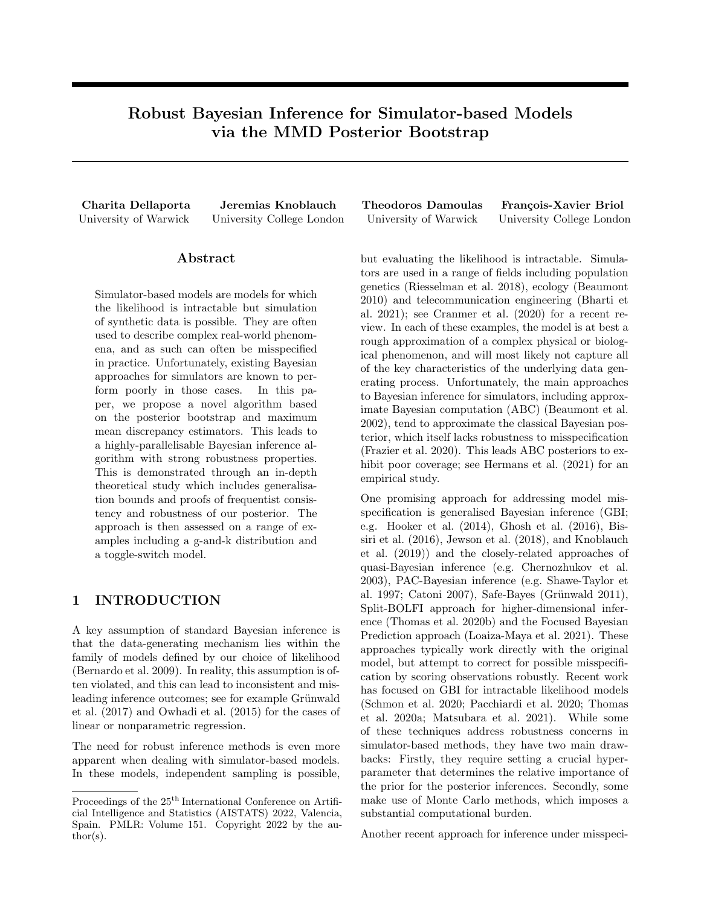# Robust Bayesian Inference for Simulator-based Models via the MMD Posterior Bootstrap

**Charita Dellaporta**
University of Warwick

**Jeremias Knoblauch**
University College London

**Theodoros Damoulas**
University of Warwick

**François-Xavier Briol**
University College London

## Abstract

Simulator-based models are models for which the likelihood is intractable but simulation of synthetic data is possible. They are often used to describe complex real-world phenomena, and as such can often be misspecified in practice. Unfortunately, existing Bayesian approaches for simulators are known to perform poorly in those cases. In this paper, we propose a novel algorithm based on the posterior bootstrap and maximum mean discrepancy estimators. This leads to a highly-parallelisable Bayesian inference algorithm with strong robustness properties. This is demonstrated through an in-depth theoretical study which includes generalisation bounds and proofs of frequentist consistency and robustness of our posterior. The approach is then assessed on a range of examples including a g-and-k distribution and a toggle-switch model.

## 1 INTRODUCTION

A key assumption of standard Bayesian inference is that the data-generating mechanism lies within the family of models defined by our choice of likelihood (Bernardo et al. 2009). In reality, this assumption is often violated, and this can lead to inconsistent and misleading inference outcomes; see for example Grünwald et al. (2017) and Owhadi et al. (2015) for the cases of linear or nonparametric regression.

The need for robust inference methods is even more apparent when dealing with simulator-based models. In these models, independent sampling is possible, but evaluating the likelihood is intractable. Simulators are used in a range of fields including population genetics (Riesselman et al. 2018), ecology (Beaumont 2010) and telecommunication engineering (Bharti et al. 2021); see Cranmer et al. (2020) for a recent review. In each of these examples, the model is at best a rough approximation of a complex physical or biological phenomenon, and will most likely not capture all of the key characteristics of the underlying data generating process. Unfortunately, the main approaches to Bayesian inference for simulators, including approximate Bayesian computation (ABC) (Beaumont et al. 2002), tend to approximate the classical Bayesian posterior, which itself lacks robustness to misspecification (Frazier et al. 2020). This leads ABC posteriors to exhibit poor coverage; see Hermans et al. (2021) for an empirical study.

One promising approach for addressing model misspecification is generalised Bayesian inference (GBI; e.g. Hooker et al. (2014), Ghosh et al. (2016), Bissiri et al. (2016), Jewson et al. (2018), and Knoblauch et al. (2019)) and the closely-related approaches of quasi-Bayesian inference (e.g. Chernozhukov et al. 2003), PAC-Bayesian inference (e.g. Shawe-Taylor et al. 1997; Catoni 2007), Safe-Bayes (Grünwald 2011), Split-BOLFI approach for higher-dimensional inference (Thomas et al. 2020b) and the Focused Bayesian Prediction approach (Loaiza-Maya et al. 2021). These approaches typically work directly with the original model, but attempt to correct for possible misspecification by scoring observations robustly. Recent work has focused on GBI for intractable likelihood models (Schmon et al. 2020; Pacchiardi et al. 2020; Thomas et al. 2020a; Matsubara et al. 2021). While some of these techniques address robustness concerns in simulator-based methods, they have two main drawbacks: Firstly, they require setting a crucial hyperparameter that determines the relative importance of the prior for the posterior inferences. Secondly, some make use of Monte Carlo methods, which imposes a substantial computational burden.

Another recent approach for inference under misspeci-

Proceedings of the 25[th] International Conference on Artificial Intelligence and Statistics (AISTATS) 2022, Valencia, Spain. PMLR: Volume 151. Copyright 2022 by the author(s).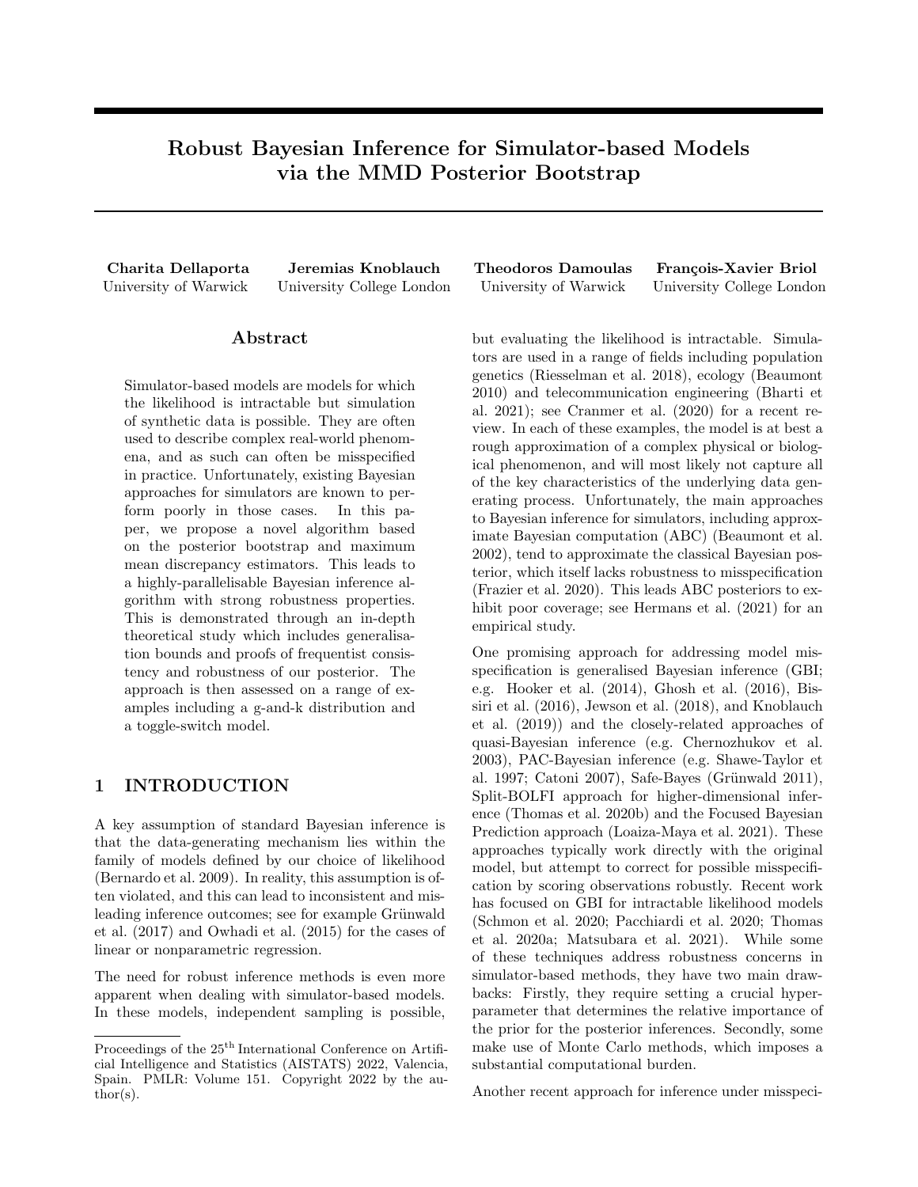# Robust Bayesian Inference for Simulator-based Models via the MMD Posterior Bootstrap

**Charita Dellaporta**
University of Warwick

**Jeremias Knoblauch**
University College London

**Theodoros Damoulas**
University of Warwick

**François-Xavier Briol**
University College London

## Abstract

Simulator-based models are models for which the likelihood is intractable but simulation of synthetic data is possible. They are often used to describe complex real-world phenomena, and as such can often be misspecified in practice. Unfortunately, existing Bayesian approaches for simulators are known to perform poorly in those cases. In this paper, we propose a novel algorithm based on the posterior bootstrap and maximum mean discrepancy estimators. This leads to a highly-parallelisable Bayesian inference algorithm with strong robustness properties. This is demonstrated through an in-depth theoretical study which includes generalisation bounds and proofs of frequentist consistency and robustness of our posterior. The approach is then assessed on a range of examples including a g-and-k distribution and a toggle-switch model.

## 1 INTRODUCTION

A key assumption of standard Bayesian inference is that the data-generating mechanism lies within the family of models defined by our choice of likelihood (Bernardo et al. 2009). In reality, this assumption is often violated, and this can lead to inconsistent and misleading inference outcomes; see for example Grünwald et al. (2017) and Owhadi et al. (2015) for the cases of linear or nonparametric regression.

The need for robust inference methods is even more apparent when dealing with simulator-based models. In these models, independent sampling is possible, but evaluating the likelihood is intractable. Simulators are used in a range of fields including population genetics (Riesselman et al. 2018), ecology (Beaumont 2010) and telecommunication engineering (Bharti et al. 2021); see Cranmer et al. (2020) for a recent review. In each of these examples, the model is at best a rough approximation of a complex physical or biological phenomenon, and will most likely not capture all of the key characteristics of the underlying data generating process. Unfortunately, the main approaches to Bayesian inference for simulators, including approximate Bayesian computation (ABC) (Beaumont et al. 2002), tend to approximate the classical Bayesian posterior, which itself lacks robustness to misspecification (Frazier et al. 2020). This leads ABC posteriors to exhibit poor coverage; see Hermans et al. (2021) for an empirical study.

One promising approach for addressing model misspecification is generalised Bayesian inference (GBI; e.g. Hooker et al. (2014), Ghosh et al. (2016), Bissiri et al. (2016), Jewson et al. (2018), and Knoblauch et al. (2019)) and the closely-related approaches of quasi-Bayesian inference (e.g. Chernozhukov et al. 2003), PAC-Bayesian inference (e.g. Shawe-Taylor et al. 1997; Catoni 2007), Safe-Bayes (Grünwald 2011), Split-BOLFI approach for higher-dimensional inference (Thomas et al. 2020b) and the Focused Bayesian Prediction approach (Loaiza-Maya et al. 2021). These approaches typically work directly with the original model, but attempt to correct for possible misspecification by scoring observations robustly. Recent work has focused on GBI for intractable likelihood models (Schmon et al. 2020; Pacchiardi et al. 2020; Thomas et al. 2020a; Matsubara et al. 2021). While some of these techniques address robustness concerns in simulator-based methods, they have two main drawbacks: Firstly, they require setting a crucial hyperparameter that determines the relative importance of the prior for the posterior inferences. Secondly, some make use of Monte Carlo methods, which imposes a substantial computational burden.

Another recent approach for inference under misspeci-

Proceedings of the 25[th] International Conference on Artificial Intelligence and Statistics (AISTATS) 2022, Valencia, Spain. PMLR: Volume 151. Copyright 2022 by the author(s).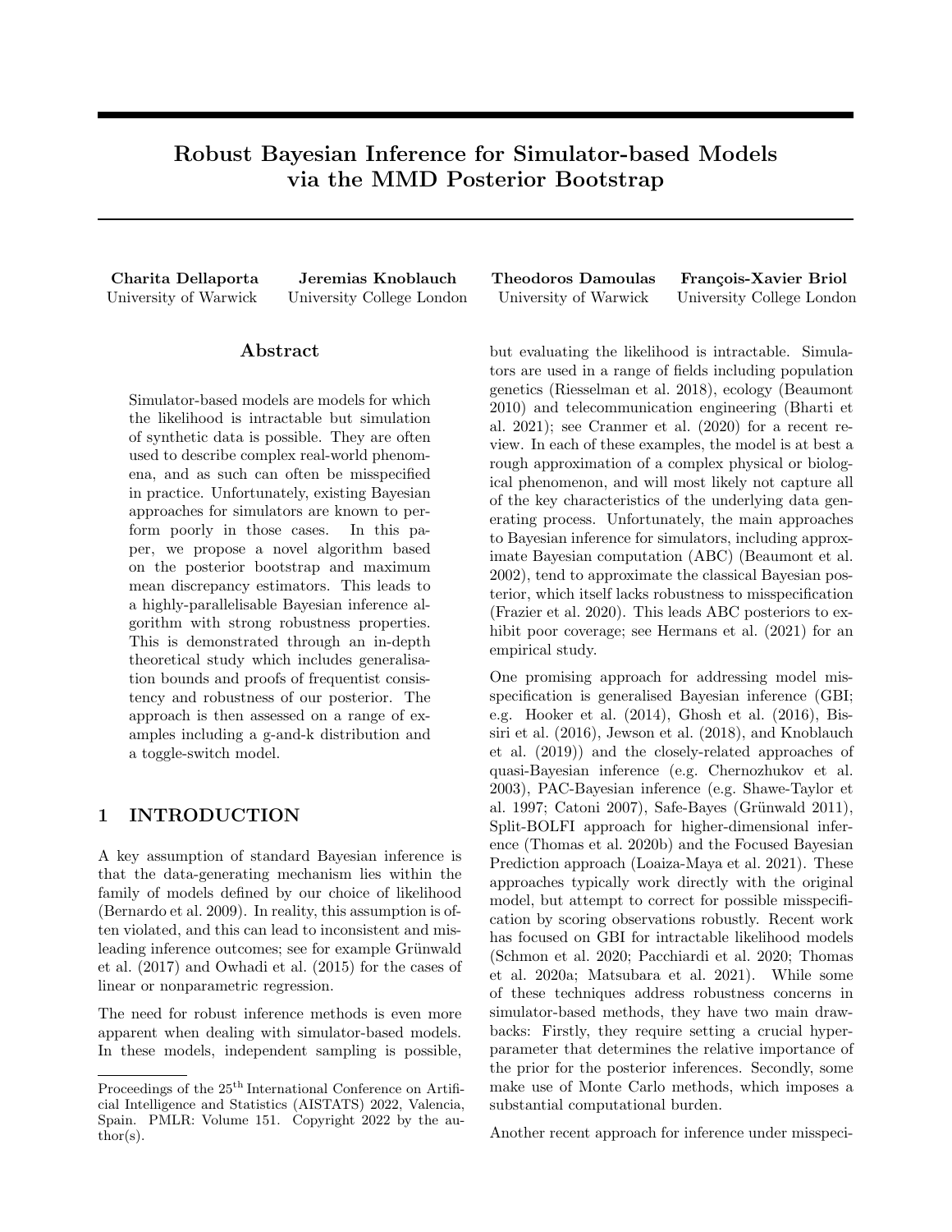# Robust Bayesian Inference for Simulator-based Models via the MMD Posterior Bootstrap

**Charita Dellaporta**
University of Warwick

**Jeremias Knoblauch**
University College London

**Theodoros Damoulas**
University of Warwick

**François-Xavier Briol**
University College London

## Abstract

Simulator-based models are models for which the likelihood is intractable but simulation of synthetic data is possible. They are often used to describe complex real-world phenomena, and as such can often be misspecified in practice. Unfortunately, existing Bayesian approaches for simulators are known to perform poorly in those cases. In this paper, we propose a novel algorithm based on the posterior bootstrap and maximum mean discrepancy estimators. This leads to a highly-parallelisable Bayesian inference algorithm with strong robustness properties. This is demonstrated through an in-depth theoretical study which includes generalisation bounds and proofs of frequentist consistency and robustness of our posterior. The approach is then assessed on a range of examples including a g-and-k distribution and a toggle-switch model.

## 1 INTRODUCTION

A key assumption of standard Bayesian inference is that the data-generating mechanism lies within the family of models defined by our choice of likelihood (Bernardo et al. 2009). In reality, this assumption is often violated, and this can lead to inconsistent and misleading inference outcomes; see for example Grünwald et al. (2017) and Owhadi et al. (2015) for the cases of linear or nonparametric regression.

The need for robust inference methods is even more apparent when dealing with simulator-based models. In these models, independent sampling is possible, but evaluating the likelihood is intractable. Simulators are used in a range of fields including population genetics (Riesselman et al. 2018), ecology (Beaumont 2010) and telecommunication engineering (Bharti et al. 2021); see Cranmer et al. (2020) for a recent review. In each of these examples, the model is at best a rough approximation of a complex physical or biological phenomenon, and will most likely not capture all of the key characteristics of the underlying data generating process. Unfortunately, the main approaches to Bayesian inference for simulators, including approximate Bayesian computation (ABC) (Beaumont et al. 2002), tend to approximate the classical Bayesian posterior, which itself lacks robustness to misspecification (Frazier et al. 2020). This leads ABC posteriors to exhibit poor coverage; see Hermans et al. (2021) for an empirical study.

One promising approach for addressing model misspecification is generalised Bayesian inference (GBI; e.g. Hooker et al. (2014), Ghosh et al. (2016), Bissiri et al. (2016), Jewson et al. (2018), and Knoblauch et al. (2019)) and the closely-related approaches of quasi-Bayesian inference (e.g. Chernozhukov et al. 2003), PAC-Bayesian inference (e.g. Shawe-Taylor et al. 1997; Catoni 2007), Safe-Bayes (Grünwald 2011), Split-BOLFI approach for higher-dimensional inference (Thomas et al. 2020b) and the Focused Bayesian Prediction approach (Loaiza-Maya et al. 2021). These approaches typically work directly with the original model, but attempt to correct for possible misspecification by scoring observations robustly. Recent work has focused on GBI for intractable likelihood models (Schmon et al. 2020; Pacchiardi et al. 2020; Thomas et al. 2020a; Matsubara et al. 2021). While some of these techniques address robustness concerns in simulator-based methods, they have two main drawbacks: Firstly, they require setting a crucial hyperparameter that determines the relative importance of the prior for the posterior inferences. Secondly, some make use of Monte Carlo methods, which imposes a substantial computational burden.

Another recent approach for inference under misspeci-

---

Proceedings of the 25[th] International Conference on Artificial Intelligence and Statistics (AISTATS) 2022, Valencia, Spain. PMLR: Volume 151. Copyright 2022 by the author(s).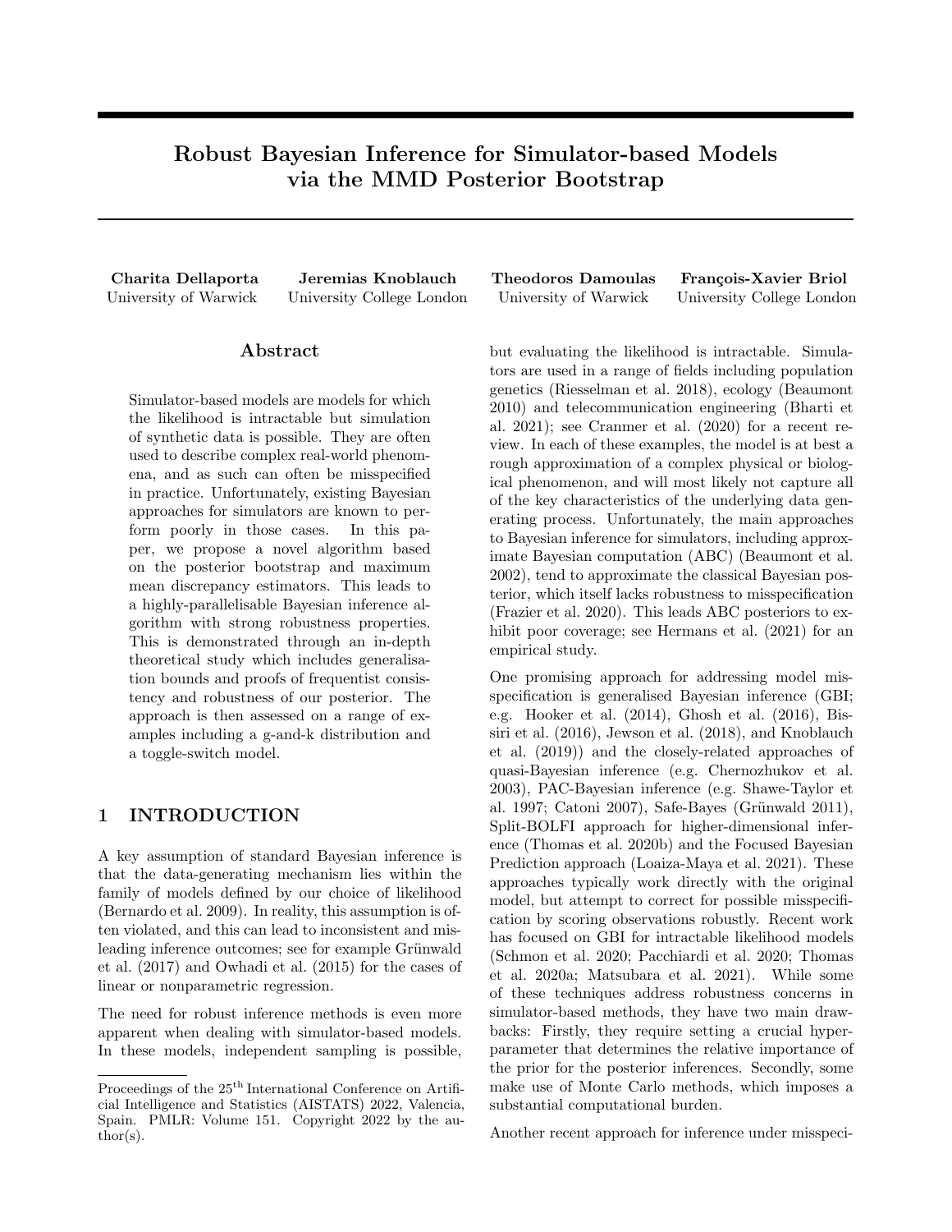# Robust Bayesian Inference for Simulator-based Models via the MMD Posterior Bootstrap

**Charita Dellaporta** University of Warwick

**Jeremias Knoblauch** University College London

**Theodoros Damoulas** University of Warwick

**François-Xavier Briol** University College London

## Abstract

Simulator-based models are models for which the likelihood is intractable but simulation of synthetic data is possible. They are often used to describe complex real-world phenomena, and as such can often be misspecified in practice. Unfortunately, existing Bayesian approaches for simulators are known to perform poorly in those cases. In this paper, we propose a novel algorithm based on the posterior bootstrap and maximum mean discrepancy estimators. This leads to a highly-parallelisable Bayesian inference algorithm with strong robustness properties. This is demonstrated through an in-depth theoretical study which includes generalisation bounds and proofs of frequentist consistency and robustness of our posterior. The approach is then assessed on a range of examples including a g-and-k distribution and a toggle-switch model.

## 1 INTRODUCTION

A key assumption of standard Bayesian inference is that the data-generating mechanism lies within the family of models defined by our choice of likelihood (Bernardo et al. 2009). In reality, this assumption is often violated, and this can lead to inconsistent and misleading inference outcomes; see for example Grünwald et al. (2017) and Owhadi et al. (2015) for the cases of linear or nonparametric regression.

The need for robust inference methods is even more apparent when dealing with simulator-based models. In these models, independent sampling is possible, but evaluating the likelihood is intractable. Simulators are used in a range of fields including population genetics (Riesselman et al. 2018), ecology (Beaumont 2010) and telecommunication engineering (Bharti et al. 2021); see Cranmer et al. (2020) for a recent review. In each of these examples, the model is at best a rough approximation of a complex physical or biological phenomenon, and will most likely not capture all of the key characteristics of the underlying data generating process. Unfortunately, the main approaches to Bayesian inference for simulators, including approximate Bayesian computation (ABC) (Beaumont et al. 2002), tend to approximate the classical Bayesian posterior, which itself lacks robustness to misspecification (Frazier et al. 2020). This leads ABC posteriors to exhibit poor coverage; see Hermans et al. (2021) for an empirical study.

One promising approach for addressing model misspecification is generalised Bayesian inference (GBI; e.g. Hooker et al. (2014), Ghosh et al. (2016), Bissiri et al. (2016), Jewson et al. (2018), and Knoblauch et al. (2019)) and the closely-related approaches of quasi-Bayesian inference (e.g. Chernozhukov et al. 2003), PAC-Bayesian inference (e.g. Shawe-Taylor et al. 1997; Catoni 2007), Safe-Bayes (Grünwald 2011), Split-BOLFI approach for higher-dimensional inference (Thomas et al. 2020b) and the Focused Bayesian Prediction approach (Loaiza-Maya et al. 2021). These approaches typically work directly with the original model, but attempt to correct for possible misspecification by scoring observations robustly. Recent work has focused on GBI for intractable likelihood models (Schmon et al. 2020; Pacchiardi et al. 2020; Thomas et al. 2020a; Matsubara et al. 2021). While some of these techniques address robustness concerns in simulator-based methods, they have two main drawbacks: Firstly, they require setting a crucial hyperparameter that determines the relative importance of the prior for the posterior inferences. Secondly, some make use of Monte Carlo methods, which imposes a substantial computational burden.

Another recent approach for inference under misspeci-

Proceedings of the 25[th] International Conference on Artificial Intelligence and Statistics (AISTATS) 2022, Valencia, Spain. PMLR: Volume 151. Copyright 2022 by the author(s).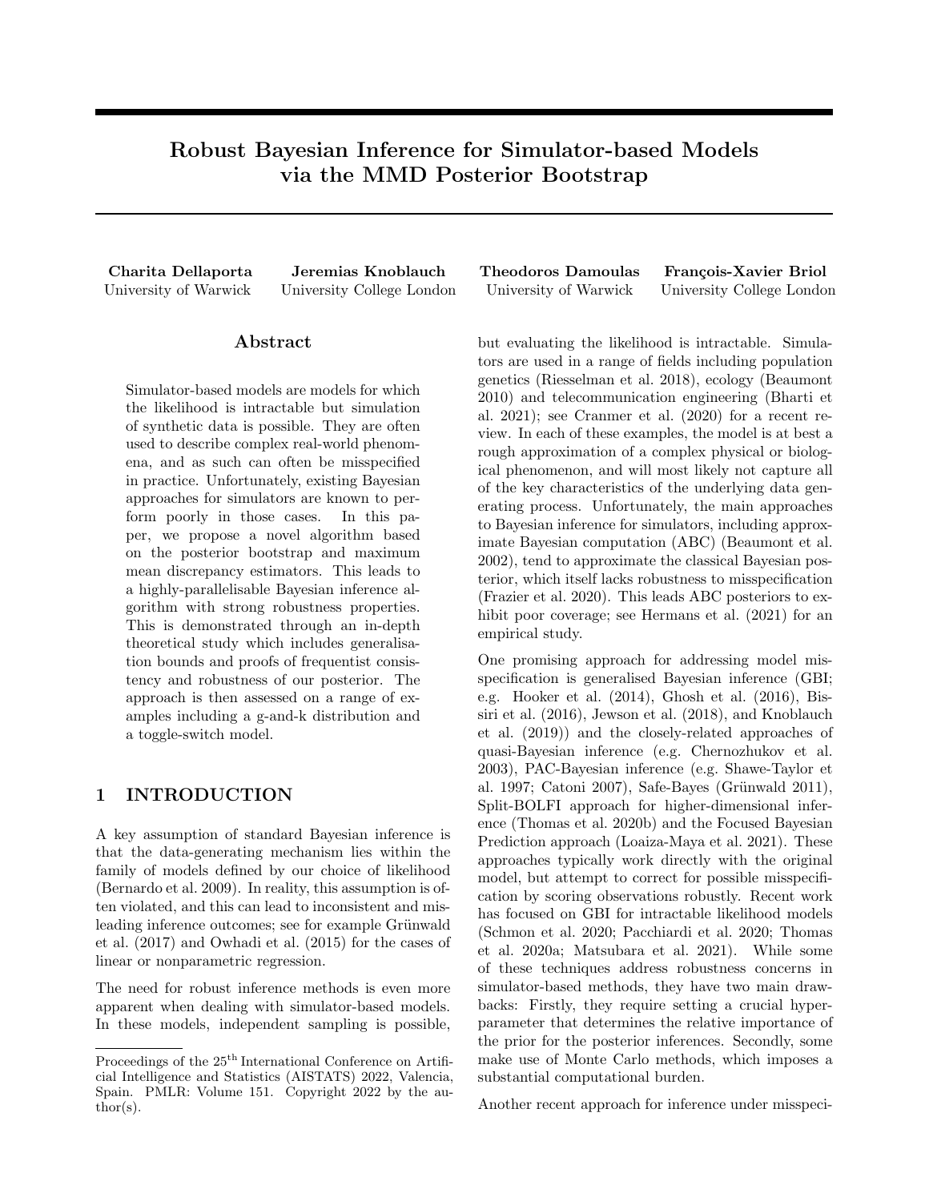# Robust Bayesian Inference for Simulator-based Models via the MMD Posterior Bootstrap

**Charita Dellaporta** University of Warwick

**Jeremias Knoblauch** University College London

**Theodoros Damoulas** University of Warwick

**François-Xavier Briol** University College London

## Abstract

Simulator-based models are models for which the likelihood is intractable but simulation of synthetic data is possible. They are often used to describe complex real-world phenomena, and as such can often be misspecified in practice. Unfortunately, existing Bayesian approaches for simulators are known to perform poorly in those cases. In this paper, we propose a novel algorithm based on the posterior bootstrap and maximum mean discrepancy estimators. This leads to a highly-parallelisable Bayesian inference algorithm with strong robustness properties. This is demonstrated through an in-depth theoretical study which includes generalisation bounds and proofs of frequentist consistency and robustness of our posterior. The approach is then assessed on a range of examples including a g-and-k distribution and a toggle-switch model.

## 1 INTRODUCTION

A key assumption of standard Bayesian inference is that the data-generating mechanism lies within the family of models defined by our choice of likelihood (Bernardo et al. 2009). In reality, this assumption is often violated, and this can lead to inconsistent and misleading inference outcomes; see for example Grünwald et al. (2017) and Owhadi et al. (2015) for the cases of linear or nonparametric regression.

The need for robust inference methods is even more apparent when dealing with simulator-based models. In these models, independent sampling is possible, but evaluating the likelihood is intractable. Simulators are used in a range of fields including population genetics (Riesselman et al. 2018), ecology (Beaumont 2010) and telecommunication engineering (Bharti et al. 2021); see Cranmer et al. (2020) for a recent review. In each of these examples, the model is at best a rough approximation of a complex physical or biological phenomenon, and will most likely not capture all of the key characteristics of the underlying data generating process. Unfortunately, the main approaches to Bayesian inference for simulators, including approximate Bayesian computation (ABC) (Beaumont et al. 2002), tend to approximate the classical Bayesian posterior, which itself lacks robustness to misspecification (Frazier et al. 2020). This leads ABC posteriors to exhibit poor coverage; see Hermans et al. (2021) for an empirical study.

One promising approach for addressing model misspecification is generalised Bayesian inference (GBI; e.g. Hooker et al. (2014), Ghosh et al. (2016), Bissiri et al. (2016), Jewson et al. (2018), and Knoblauch et al. (2019)) and the closely-related approaches of quasi-Bayesian inference (e.g. Chernozhukov et al. 2003), PAC-Bayesian inference (e.g. Shawe-Taylor et al. 1997; Catoni 2007), Safe-Bayes (Grünwald 2011), Split-BOLFI approach for higher-dimensional inference (Thomas et al. 2020b) and the Focused Bayesian Prediction approach (Loaiza-Maya et al. 2021). These approaches typically work directly with the original model, but attempt to correct for possible misspecification by scoring observations robustly. Recent work has focused on GBI for intractable likelihood models (Schmon et al. 2020; Pacchiardi et al. 2020; Thomas et al. 2020a; Matsubara et al. 2021). While some of these techniques address robustness concerns in simulator-based methods, they have two main drawbacks: Firstly, they require setting a crucial hyperparameter that determines the relative importance of the prior for the posterior inferences. Secondly, some make use of Monte Carlo methods, which imposes a substantial computational burden.

Another recent approach for inference under misspeci-

Proceedings of the 25[th] International Conference on Artificial Intelligence and Statistics (AISTATS) 2022, Valencia, Spain. PMLR: Volume 151. Copyright 2022 by the author(s).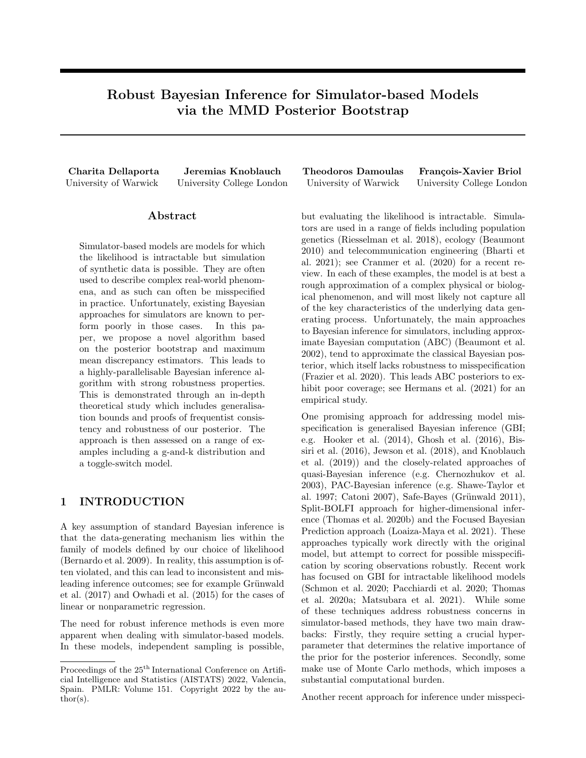# Robust Bayesian Inference for Simulator-based Models via the MMD Posterior Bootstrap

**Charita Dellaporta**
University of Warwick

**Jeremias Knoblauch**
University College London

**Theodoros Damoulas**
University of Warwick

**François-Xavier Briol**
University College London

## Abstract

Simulator-based models are models for which the likelihood is intractable but simulation of synthetic data is possible. They are often used to describe complex real-world phenomena, and as such can often be misspecified in practice. Unfortunately, existing Bayesian approaches for simulators are known to perform poorly in those cases. In this paper, we propose a novel algorithm based on the posterior bootstrap and maximum mean discrepancy estimators. This leads to a highly-parallelisable Bayesian inference algorithm with strong robustness properties. This is demonstrated through an in-depth theoretical study which includes generalisation bounds and proofs of frequentist consistency and robustness of our posterior. The approach is then assessed on a range of examples including a g-and-k distribution and a toggle-switch model.

## 1 INTRODUCTION

A key assumption of standard Bayesian inference is that the data-generating mechanism lies within the family of models defined by our choice of likelihood (Bernardo et al. 2009). In reality, this assumption is often violated, and this can lead to inconsistent and misleading inference outcomes; see for example Grünwald et al. (2017) and Owhadi et al. (2015) for the cases of linear or nonparametric regression.

The need for robust inference methods is even more apparent when dealing with simulator-based models. In these models, independent sampling is possible, but evaluating the likelihood is intractable. Simulators are used in a range of fields including population genetics (Riesselman et al. 2018), ecology (Beaumont 2010) and telecommunication engineering (Bharti et al. 2021); see Cranmer et al. (2020) for a recent review. In each of these examples, the model is at best a rough approximation of a complex physical or biological phenomenon, and will most likely not capture all of the key characteristics of the underlying data generating process. Unfortunately, the main approaches to Bayesian inference for simulators, including approximate Bayesian computation (ABC) (Beaumont et al. 2002), tend to approximate the classical Bayesian posterior, which itself lacks robustness to misspecification (Frazier et al. 2020). This leads ABC posteriors to exhibit poor coverage; see Hermans et al. (2021) for an empirical study.

One promising approach for addressing model misspecification is generalised Bayesian inference (GBI; e.g. Hooker et al. (2014), Ghosh et al. (2016), Bissiri et al. (2016), Jewson et al. (2018), and Knoblauch et al. (2019)) and the closely-related approaches of quasi-Bayesian inference (e.g. Chernozhukov et al. 2003), PAC-Bayesian inference (e.g. Shawe-Taylor et al. 1997; Catoni 2007), Safe-Bayes (Grünwald 2011), Split-BOLFI approach for higher-dimensional inference (Thomas et al. 2020b) and the Focused Bayesian Prediction approach (Loaiza-Maya et al. 2021). These approaches typically work directly with the original model, but attempt to correct for possible misspecification by scoring observations robustly. Recent work has focused on GBI for intractable likelihood models (Schmon et al. 2020; Pacchiardi et al. 2020; Thomas et al. 2020a; Matsubara et al. 2021). While some of these techniques address robustness concerns in simulator-based methods, they have two main drawbacks: Firstly, they require setting a crucial hyperparameter that determines the relative importance of the prior for the posterior inferences. Secondly, some make use of Monte Carlo methods, which imposes a substantial computational burden.

Another recent approach for inference under misspeci-

Proceedings of the 25[th] International Conference on Artificial Intelligence and Statistics (AISTATS) 2022, Valencia, Spain. PMLR: Volume 151. Copyright 2022 by the author(s).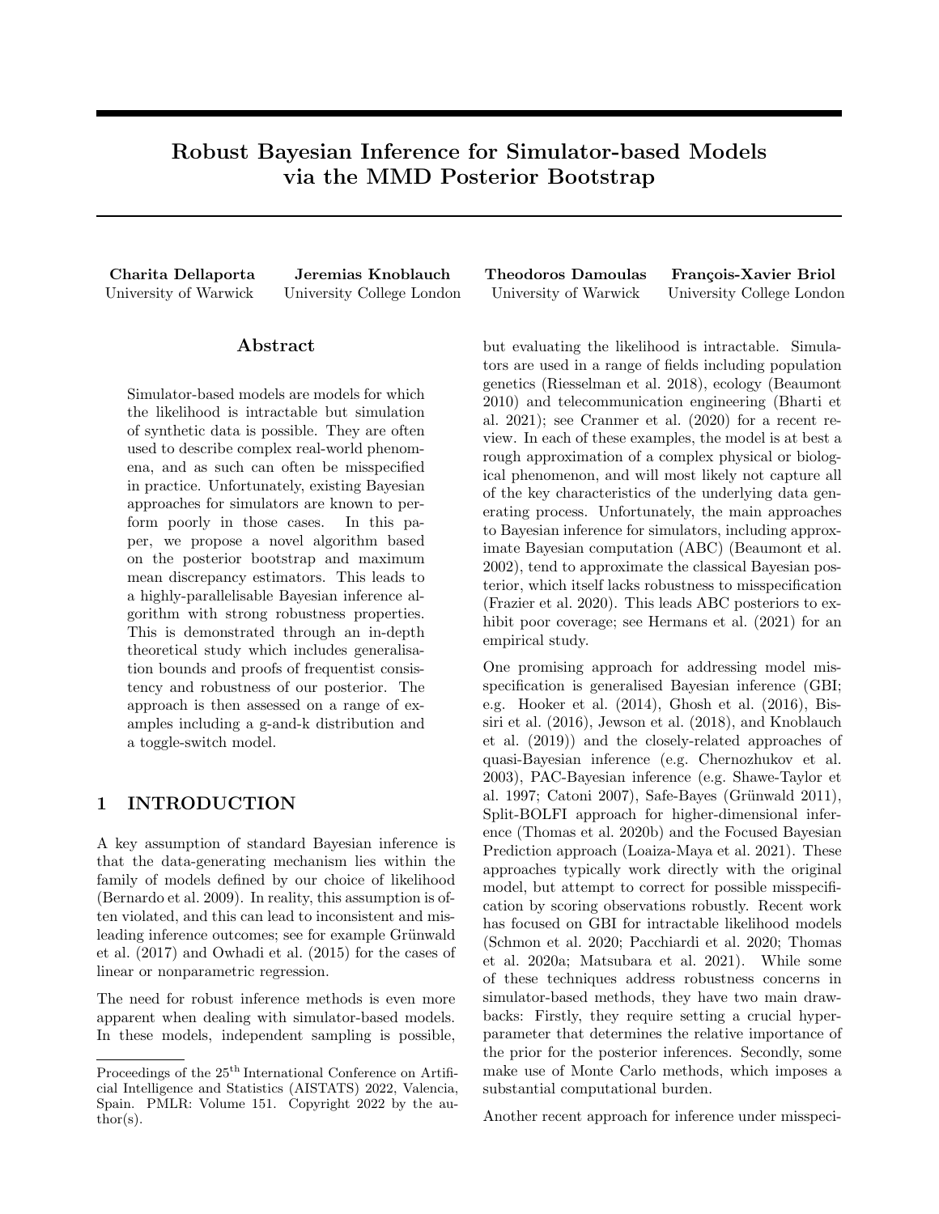# Robust Bayesian Inference for Simulator-based Models via the MMD Posterior Bootstrap

**Charita Dellaporta**
University of Warwick

**Jeremias Knoblauch**
University College London

**Theodoros Damoulas**
University of Warwick

**François-Xavier Briol**
University College London

## Abstract

Simulator-based models are models for which the likelihood is intractable but simulation of synthetic data is possible. They are often used to describe complex real-world phenomena, and as such can often be misspecified in practice. Unfortunately, existing Bayesian approaches for simulators are known to perform poorly in those cases. In this paper, we propose a novel algorithm based on the posterior bootstrap and maximum mean discrepancy estimators. This leads to a highly-parallelisable Bayesian inference algorithm with strong robustness properties. This is demonstrated through an in-depth theoretical study which includes generalisation bounds and proofs of frequentist consistency and robustness of our posterior. The approach is then assessed on a range of examples including a g-and-k distribution and a toggle-switch model.

## 1 INTRODUCTION

A key assumption of standard Bayesian inference is that the data-generating mechanism lies within the family of models defined by our choice of likelihood (Bernardo et al. 2009). In reality, this assumption is often violated, and this can lead to inconsistent and misleading inference outcomes; see for example Grünwald et al. (2017) and Owhadi et al. (2015) for the cases of linear or nonparametric regression.

The need for robust inference methods is even more apparent when dealing with simulator-based models. In these models, independent sampling is possible, but evaluating the likelihood is intractable. Simulators are used in a range of fields including population genetics (Riesselman et al. 2018), ecology (Beaumont 2010) and telecommunication engineering (Bharti et al. 2021); see Cranmer et al. (2020) for a recent review. In each of these examples, the model is at best a rough approximation of a complex physical or biological phenomenon, and will most likely not capture all of the key characteristics of the underlying data generating process. Unfortunately, the main approaches to Bayesian inference for simulators, including approximate Bayesian computation (ABC) (Beaumont et al. 2002), tend to approximate the classical Bayesian posterior, which itself lacks robustness to misspecification (Frazier et al. 2020). This leads ABC posteriors to exhibit poor coverage; see Hermans et al. (2021) for an empirical study.

One promising approach for addressing model misspecification is generalised Bayesian inference (GBI; e.g. Hooker et al. (2014), Ghosh et al. (2016), Bissiri et al. (2016), Jewson et al. (2018), and Knoblauch et al. (2019)) and the closely-related approaches of quasi-Bayesian inference (e.g. Chernozhukov et al. 2003), PAC-Bayesian inference (e.g. Shawe-Taylor et al. 1997; Catoni 2007), Safe-Bayes (Grünwald 2011), Split-BOLFI approach for higher-dimensional inference (Thomas et al. 2020b) and the Focused Bayesian Prediction approach (Loaiza-Maya et al. 2021). These approaches typically work directly with the original model, but attempt to correct for possible misspecification by scoring observations robustly. Recent work has focused on GBI for intractable likelihood models (Schmon et al. 2020; Pacchiardi et al. 2020; Thomas et al. 2020a; Matsubara et al. 2021). While some of these techniques address robustness concerns in simulator-based methods, they have two main drawbacks: Firstly, they require setting a crucial hyperparameter that determines the relative importance of the prior for the posterior inferences. Secondly, some make use of Monte Carlo methods, which imposes a substantial computational burden.

Another recent approach for inference under misspeci-

Proceedings of the 25[th] International Conference on Artificial Intelligence and Statistics (AISTATS) 2022, Valencia, Spain. PMLR: Volume 151. Copyright 2022 by the author(s).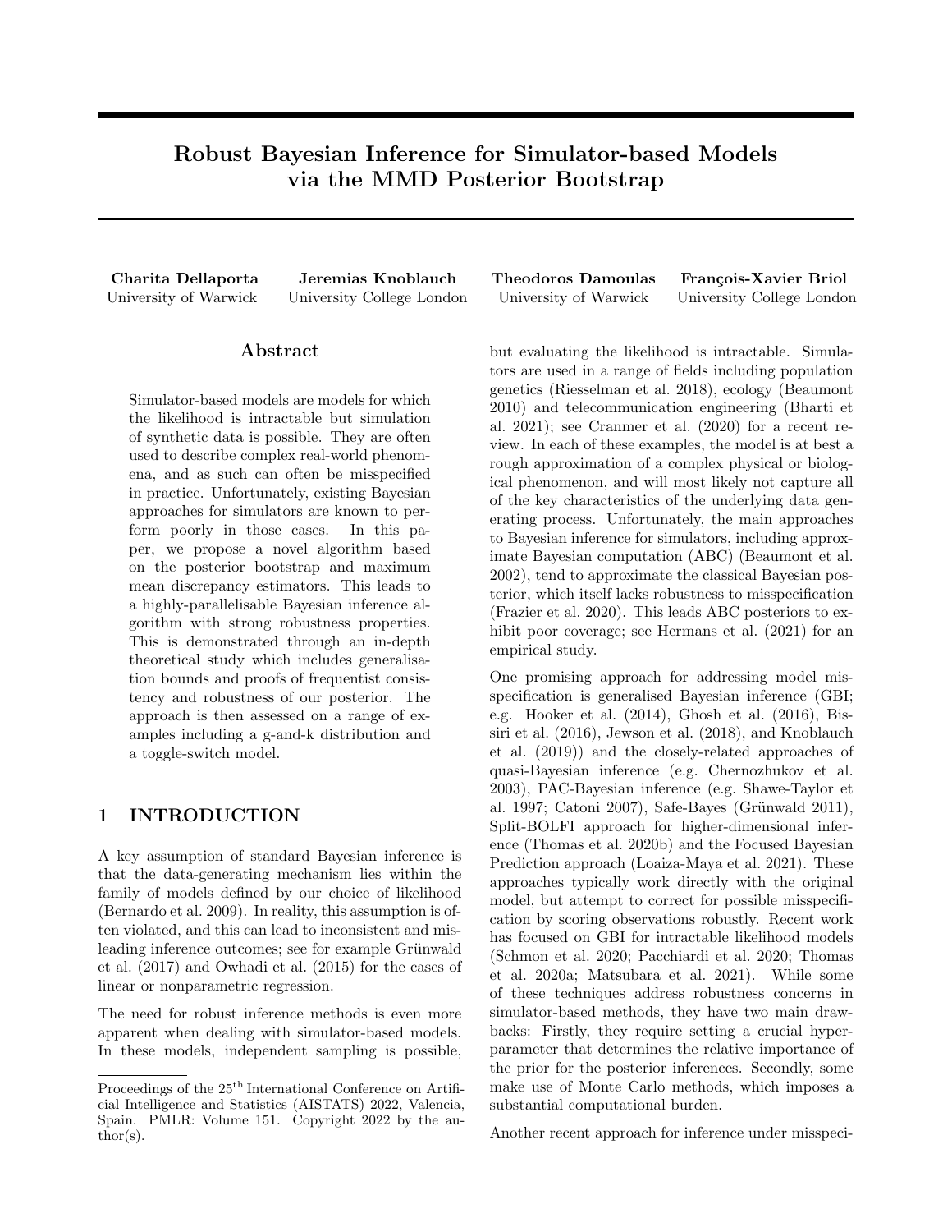# Robust Bayesian Inference for Simulator-based Models via the MMD Posterior Bootstrap

**Charita Dellaporta**
University of Warwick

**Jeremias Knoblauch**
University College London

**Theodoros Damoulas**
University of Warwick

**François-Xavier Briol**
University College London

## Abstract

Simulator-based models are models for which the likelihood is intractable but simulation of synthetic data is possible. They are often used to describe complex real-world phenomena, and as such can often be misspecified in practice. Unfortunately, existing Bayesian approaches for simulators are known to perform poorly in those cases. In this paper, we propose a novel algorithm based on the posterior bootstrap and maximum mean discrepancy estimators. This leads to a highly-parallelisable Bayesian inference algorithm with strong robustness properties. This is demonstrated through an in-depth theoretical study which includes generalisation bounds and proofs of frequentist consistency and robustness of our posterior. The approach is then assessed on a range of examples including a g-and-k distribution and a toggle-switch model.

## 1 INTRODUCTION

A key assumption of standard Bayesian inference is that the data-generating mechanism lies within the family of models defined by our choice of likelihood (Bernardo et al. 2009). In reality, this assumption is often violated, and this can lead to inconsistent and misleading inference outcomes; see for example Grünwald et al. (2017) and Owhadi et al. (2015) for the cases of linear or nonparametric regression.

The need for robust inference methods is even more apparent when dealing with simulator-based models. In these models, independent sampling is possible, but evaluating the likelihood is intractable. Simulators are used in a range of fields including population genetics (Riesselman et al. 2018), ecology (Beaumont 2010) and telecommunication engineering (Bharti et al. 2021); see Cranmer et al. (2020) for a recent review. In each of these examples, the model is at best a rough approximation of a complex physical or biological phenomenon, and will most likely not capture all of the key characteristics of the underlying data generating process. Unfortunately, the main approaches to Bayesian inference for simulators, including approximate Bayesian computation (ABC) (Beaumont et al. 2002), tend to approximate the classical Bayesian posterior, which itself lacks robustness to misspecification (Frazier et al. 2020). This leads ABC posteriors to exhibit poor coverage; see Hermans et al. (2021) for an empirical study.

One promising approach for addressing model misspecification is generalised Bayesian inference (GBI; e.g. Hooker et al. (2014), Ghosh et al. (2016), Bissiri et al. (2016), Jewson et al. (2018), and Knoblauch et al. (2019)) and the closely-related approaches of quasi-Bayesian inference (e.g. Chernozhukov et al. 2003), PAC-Bayesian inference (e.g. Shawe-Taylor et al. 1997; Catoni 2007), Safe-Bayes (Grünwald 2011), Split-BOLFI approach for higher-dimensional inference (Thomas et al. 2020b) and the Focused Bayesian Prediction approach (Loaiza-Maya et al. 2021). These approaches typically work directly with the original model, but attempt to correct for possible misspecification by scoring observations robustly. Recent work has focused on GBI for intractable likelihood models (Schmon et al. 2020; Pacchiardi et al. 2020; Thomas et al. 2020a; Matsubara et al. 2021). While some of these techniques address robustness concerns in simulator-based methods, they have two main drawbacks: Firstly, they require setting a crucial hyperparameter that determines the relative importance of the prior for the posterior inferences. Secondly, some make use of Monte Carlo methods, which imposes a substantial computational burden.

Another recent approach for inference under misspeci-

Proceedings of the 25[th] International Conference on Artificial Intelligence and Statistics (AISTATS) 2022, Valencia, Spain. PMLR: Volume 151. Copyright 2022 by the author(s).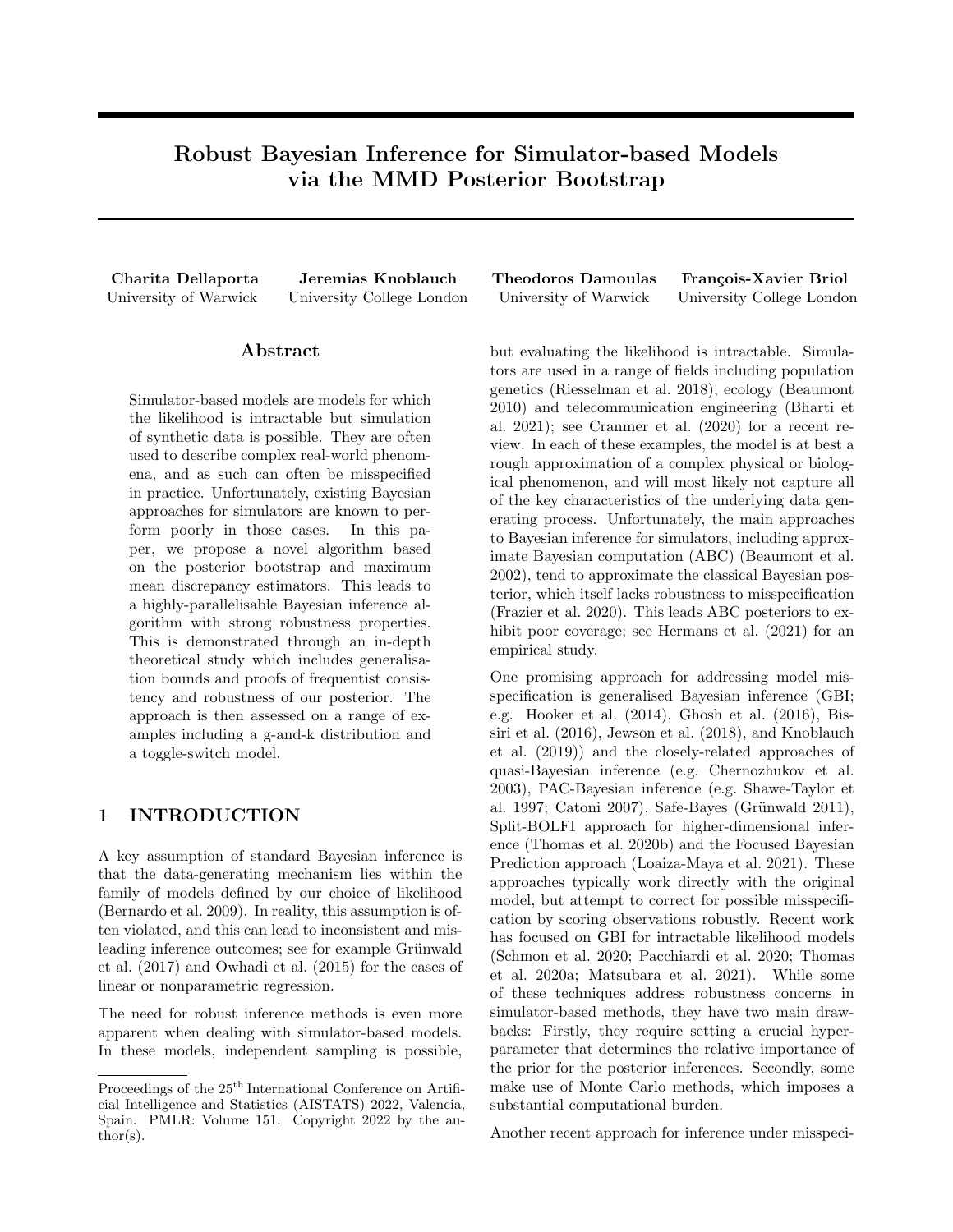# Robust Bayesian Inference for Simulator-based Models via the MMD Posterior Bootstrap

**Charita Dellaporta**
University of Warwick

**Jeremias Knoblauch**
University College London

**Theodoros Damoulas**
University of Warwick

**François-Xavier Briol**
University College London

## Abstract

Simulator-based models are models for which the likelihood is intractable but simulation of synthetic data is possible. They are often used to describe complex real-world phenomena, and as such can often be misspecified in practice. Unfortunately, existing Bayesian approaches for simulators are known to perform poorly in those cases. In this paper, we propose a novel algorithm based on the posterior bootstrap and maximum mean discrepancy estimators. This leads to a highly-parallelisable Bayesian inference algorithm with strong robustness properties. This is demonstrated through an in-depth theoretical study which includes generalisation bounds and proofs of frequentist consistency and robustness of our posterior. The approach is then assessed on a range of examples including a g-and-k distribution and a toggle-switch model.

## 1 INTRODUCTION

A key assumption of standard Bayesian inference is that the data-generating mechanism lies within the family of models defined by our choice of likelihood (Bernardo et al. 2009). In reality, this assumption is often violated, and this can lead to inconsistent and misleading inference outcomes; see for example Grünwald et al. (2017) and Owhadi et al. (2015) for the cases of linear or nonparametric regression.

The need for robust inference methods is even more apparent when dealing with simulator-based models. In these models, independent sampling is possible, but evaluating the likelihood is intractable. Simulators are used in a range of fields including population genetics (Riesselman et al. 2018), ecology (Beaumont 2010) and telecommunication engineering (Bharti et al. 2021); see Cranmer et al. (2020) for a recent review. In each of these examples, the model is at best a rough approximation of a complex physical or biological phenomenon, and will most likely not capture all of the key characteristics of the underlying data generating process. Unfortunately, the main approaches to Bayesian inference for simulators, including approximate Bayesian computation (ABC) (Beaumont et al. 2002), tend to approximate the classical Bayesian posterior, which itself lacks robustness to misspecification (Frazier et al. 2020). This leads ABC posteriors to exhibit poor coverage; see Hermans et al. (2021) for an empirical study.

One promising approach for addressing model misspecification is generalised Bayesian inference (GBI; e.g. Hooker et al. (2014), Ghosh et al. (2016), Bissiri et al. (2016), Jewson et al. (2018), and Knoblauch et al. (2019)) and the closely-related approaches of quasi-Bayesian inference (e.g. Chernozhukov et al. 2003), PAC-Bayesian inference (e.g. Shawe-Taylor et al. 1997; Catoni 2007), Safe-Bayes (Grünwald 2011), Split-BOLFI approach for higher-dimensional inference (Thomas et al. 2020b) and the Focused Bayesian Prediction approach (Loaiza-Maya et al. 2021). These approaches typically work directly with the original model, but attempt to correct for possible misspecification by scoring observations robustly. Recent work has focused on GBI for intractable likelihood models (Schmon et al. 2020; Pacchiardi et al. 2020; Thomas et al. 2020a; Matsubara et al. 2021). While some of these techniques address robustness concerns in simulator-based methods, they have two main drawbacks: Firstly, they require setting a crucial hyperparameter that determines the relative importance of the prior for the posterior inferences. Secondly, some make use of Monte Carlo methods, which imposes a substantial computational burden.

Another recent approach for inference under misspeci-

Proceedings of the 25[th] International Conference on Artificial Intelligence and Statistics (AISTATS) 2022, Valencia, Spain. PMLR: Volume 151. Copyright 2022 by the author(s).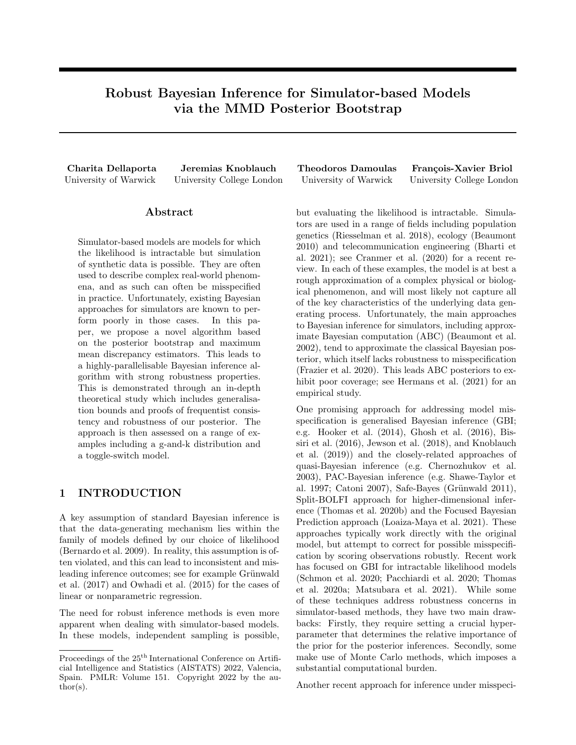# Robust Bayesian Inference for Simulator-based Models via the MMD Posterior Bootstrap

**Charita Dellaporta**
University of Warwick

**Jeremias Knoblauch**
University College London

**Theodoros Damoulas**
University of Warwick

**François-Xavier Briol**
University College London

## Abstract

Simulator-based models are models for which the likelihood is intractable but simulation of synthetic data is possible. They are often used to describe complex real-world phenomena, and as such can often be misspecified in practice. Unfortunately, existing Bayesian approaches for simulators are known to perform poorly in those cases. In this paper, we propose a novel algorithm based on the posterior bootstrap and maximum mean discrepancy estimators. This leads to a highly-parallelisable Bayesian inference algorithm with strong robustness properties. This is demonstrated through an in-depth theoretical study which includes generalisation bounds and proofs of frequentist consistency and robustness of our posterior. The approach is then assessed on a range of examples including a g-and-k distribution and a toggle-switch model.

## 1 INTRODUCTION

A key assumption of standard Bayesian inference is that the data-generating mechanism lies within the family of models defined by our choice of likelihood (Bernardo et al. 2009). In reality, this assumption is often violated, and this can lead to inconsistent and misleading inference outcomes; see for example Grünwald et al. (2017) and Owhadi et al. (2015) for the cases of linear or nonparametric regression.

The need for robust inference methods is even more apparent when dealing with simulator-based models. In these models, independent sampling is possible, but evaluating the likelihood is intractable. Simulators are used in a range of fields including population genetics (Riesselman et al. 2018), ecology (Beaumont 2010) and telecommunication engineering (Bharti et al. 2021); see Cranmer et al. (2020) for a recent review. In each of these examples, the model is at best a rough approximation of a complex physical or biological phenomenon, and will most likely not capture all of the key characteristics of the underlying data generating process. Unfortunately, the main approaches to Bayesian inference for simulators, including approximate Bayesian computation (ABC) (Beaumont et al. 2002), tend to approximate the classical Bayesian posterior, which itself lacks robustness to misspecification (Frazier et al. 2020). This leads ABC posteriors to exhibit poor coverage; see Hermans et al. (2021) for an empirical study.

One promising approach for addressing model misspecification is generalised Bayesian inference (GBI; e.g. Hooker et al. (2014), Ghosh et al. (2016), Bissiri et al. (2016), Jewson et al. (2018), and Knoblauch et al. (2019)) and the closely-related approaches of quasi-Bayesian inference (e.g. Chernozhukov et al. 2003), PAC-Bayesian inference (e.g. Shawe-Taylor et al. 1997; Catoni 2007), Safe-Bayes (Grünwald 2011), Split-BOLFI approach for higher-dimensional inference (Thomas et al. 2020b) and the Focused Bayesian Prediction approach (Loaiza-Maya et al. 2021). These approaches typically work directly with the original model, but attempt to correct for possible misspecification by scoring observations robustly. Recent work has focused on GBI for intractable likelihood models (Schmon et al. 2020; Pacchiardi et al. 2020; Thomas et al. 2020a; Matsubara et al. 2021). While some of these techniques address robustness concerns in simulator-based methods, they have two main drawbacks: Firstly, they require setting a crucial hyperparameter that determines the relative importance of the prior for the posterior inferences. Secondly, some make use of Monte Carlo methods, which imposes a substantial computational burden.

Another recent approach for inference under misspeci-

Proceedings of the 25[th] International Conference on Artificial Intelligence and Statistics (AISTATS) 2022, Valencia, Spain. PMLR: Volume 151. Copyright 2022 by the author(s).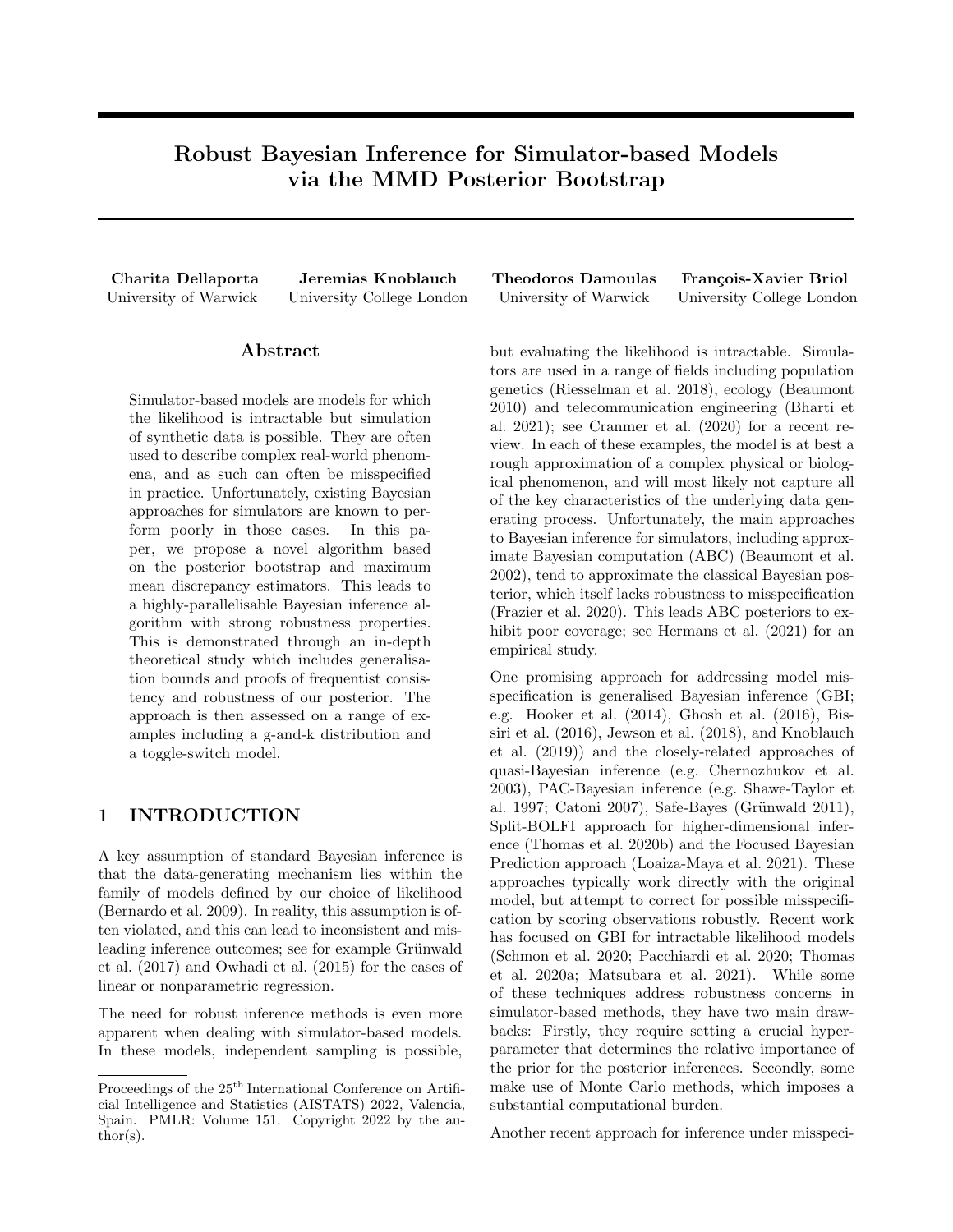# Robust Bayesian Inference for Simulator-based Models via the MMD Posterior Bootstrap

**Charita Dellaporta**
University of Warwick

**Jeremias Knoblauch**
University College London

**Theodoros Damoulas**
University of Warwick

**François-Xavier Briol**
University College London

## Abstract

Simulator-based models are models for which the likelihood is intractable but simulation of synthetic data is possible. They are often used to describe complex real-world phenomena, and as such can often be misspecified in practice. Unfortunately, existing Bayesian approaches for simulators are known to perform poorly in those cases. In this paper, we propose a novel algorithm based on the posterior bootstrap and maximum mean discrepancy estimators. This leads to a highly-parallelisable Bayesian inference algorithm with strong robustness properties. This is demonstrated through an in-depth theoretical study which includes generalisation bounds and proofs of frequentist consistency and robustness of our posterior. The approach is then assessed on a range of examples including a g-and-k distribution and a toggle-switch model.

## 1 INTRODUCTION

A key assumption of standard Bayesian inference is that the data-generating mechanism lies within the family of models defined by our choice of likelihood (Bernardo et al. 2009). In reality, this assumption is often violated, and this can lead to inconsistent and misleading inference outcomes; see for example Grünwald et al. (2017) and Owhadi et al. (2015) for the cases of linear or nonparametric regression.

The need for robust inference methods is even more apparent when dealing with simulator-based models. In these models, independent sampling is possible, but evaluating the likelihood is intractable. Simulators are used in a range of fields including population genetics (Riesselman et al. 2018), ecology (Beaumont 2010) and telecommunication engineering (Bharti et al. 2021); see Cranmer et al. (2020) for a recent review. In each of these examples, the model is at best a rough approximation of a complex physical or biological phenomenon, and will most likely not capture all of the key characteristics of the underlying data generating process. Unfortunately, the main approaches to Bayesian inference for simulators, including approximate Bayesian computation (ABC) (Beaumont et al. 2002), tend to approximate the classical Bayesian posterior, which itself lacks robustness to misspecification (Frazier et al. 2020). This leads ABC posteriors to exhibit poor coverage; see Hermans et al. (2021) for an empirical study.

One promising approach for addressing model misspecification is generalised Bayesian inference (GBI; e.g. Hooker et al. (2014), Ghosh et al. (2016), Bissiri et al. (2016), Jewson et al. (2018), and Knoblauch et al. (2019)) and the closely-related approaches of quasi-Bayesian inference (e.g. Chernozhukov et al. 2003), PAC-Bayesian inference (e.g. Shawe-Taylor et al. 1997; Catoni 2007), Safe-Bayes (Grünwald 2011), Split-BOLFI approach for higher-dimensional inference (Thomas et al. 2020b) and the Focused Bayesian Prediction approach (Loaiza-Maya et al. 2021). These approaches typically work directly with the original model, but attempt to correct for possible misspecification by scoring observations robustly. Recent work has focused on GBI for intractable likelihood models (Schmon et al. 2020; Pacchiardi et al. 2020; Thomas et al. 2020a; Matsubara et al. 2021). While some of these techniques address robustness concerns in simulator-based methods, they have two main drawbacks: Firstly, they require setting a crucial hyperparameter that determines the relative importance of the prior for the posterior inferences. Secondly, some make use of Monte Carlo methods, which imposes a substantial computational burden.

Another recent approach for inference under misspeci-

---

Proceedings of the 25th International Conference on Artificial Intelligence and Statistics (AISTATS) 2022, Valencia, Spain. PMLR: Volume 151. Copyright 2022 by the author(s).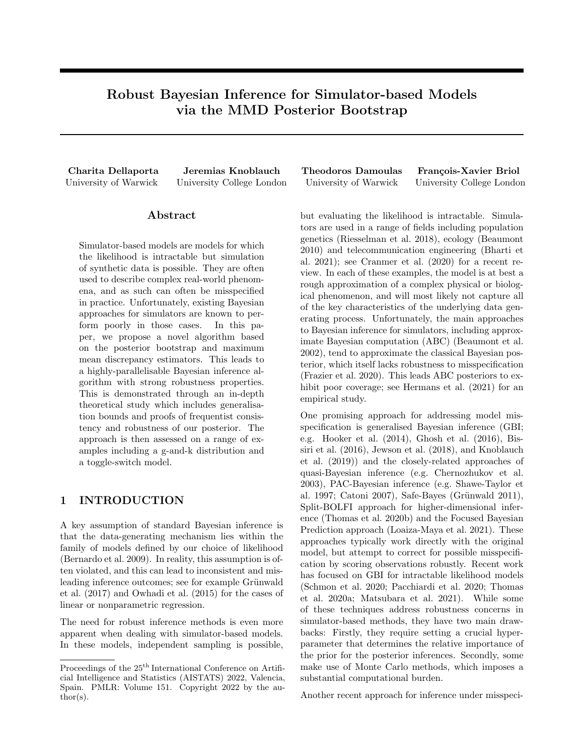# Robust Bayesian Inference for Simulator-based Models via the MMD Posterior Bootstrap

**Charita Dellaporta**
University of Warwick

**Jeremias Knoblauch**
University College London

**Theodoros Damoulas**
University of Warwick

**François-Xavier Briol**
University College London

## Abstract

Simulator-based models are models for which the likelihood is intractable but simulation of synthetic data is possible. They are often used to describe complex real-world phenomena, and as such can often be misspecified in practice. Unfortunately, existing Bayesian approaches for simulators are known to perform poorly in those cases. In this paper, we propose a novel algorithm based on the posterior bootstrap and maximum mean discrepancy estimators. This leads to a highly-parallelisable Bayesian inference algorithm with strong robustness properties. This is demonstrated through an in-depth theoretical study which includes generalisation bounds and proofs of frequentist consistency and robustness of our posterior. The approach is then assessed on a range of examples including a g-and-k distribution and a toggle-switch model.

## 1 INTRODUCTION

A key assumption of standard Bayesian inference is that the data-generating mechanism lies within the family of models defined by our choice of likelihood (Bernardo et al. 2009). In reality, this assumption is often violated, and this can lead to inconsistent and misleading inference outcomes; see for example Grünwald et al. (2017) and Owhadi et al. (2015) for the cases of linear or nonparametric regression.

The need for robust inference methods is even more apparent when dealing with simulator-based models. In these models, independent sampling is possible, but evaluating the likelihood is intractable. Simulators are used in a range of fields including population genetics (Riesselman et al. 2018), ecology (Beaumont 2010) and telecommunication engineering (Bharti et al. 2021); see Cranmer et al. (2020) for a recent review. In each of these examples, the model is at best a rough approximation of a complex physical or biological phenomenon, and will most likely not capture all of the key characteristics of the underlying data generating process. Unfortunately, the main approaches to Bayesian inference for simulators, including approximate Bayesian computation (ABC) (Beaumont et al. 2002), tend to approximate the classical Bayesian posterior, which itself lacks robustness to misspecification (Frazier et al. 2020). This leads ABC posteriors to exhibit poor coverage; see Hermans et al. (2021) for an empirical study.

One promising approach for addressing model misspecification is generalised Bayesian inference (GBI; e.g. Hooker et al. (2014), Ghosh et al. (2016), Bissiri et al. (2016), Jewson et al. (2018), and Knoblauch et al. (2019)) and the closely-related approaches of quasi-Bayesian inference (e.g. Chernozhukov et al. 2003), PAC-Bayesian inference (e.g. Shawe-Taylor et al. 1997; Catoni 2007), Safe-Bayes (Grünwald 2011), Split-BOLFI approach for higher-dimensional inference (Thomas et al. 2020b) and the Focused Bayesian Prediction approach (Loaiza-Maya et al. 2021). These approaches typically work directly with the original model, but attempt to correct for possible misspecification by scoring observations robustly. Recent work has focused on GBI for intractable likelihood models (Schmon et al. 2020; Pacchiardi et al. 2020; Thomas et al. 2020a; Matsubara et al. 2021). While some of these techniques address robustness concerns in simulator-based methods, they have two main drawbacks: Firstly, they require setting a crucial hyperparameter that determines the relative importance of the prior for the posterior inferences. Secondly, some make use of Monte Carlo methods, which imposes a substantial computational burden.

Another recent approach for inference under misspeci-

Proceedings of the 25[th] International Conference on Artificial Intelligence and Statistics (AISTATS) 2022, Valencia, Spain. PMLR: Volume 151. Copyright 2022 by the author(s).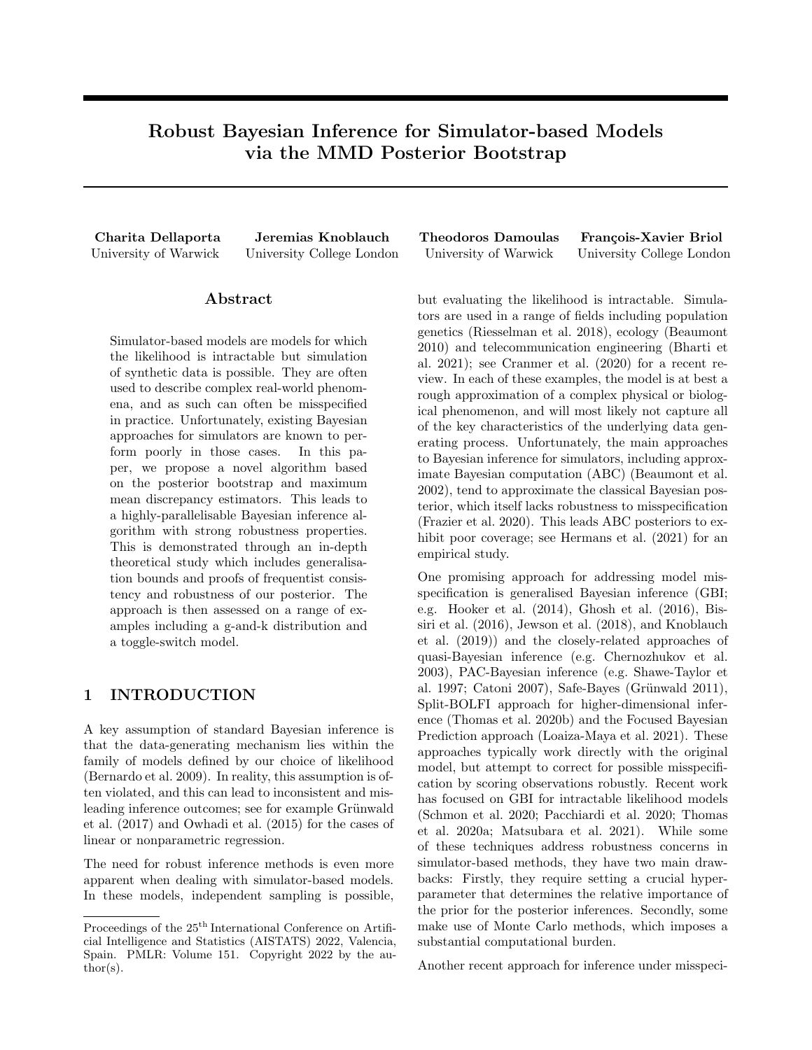# Robust Bayesian Inference for Simulator-based Models via the MMD Posterior Bootstrap

**Charita Dellaporta**
University of Warwick

**Jeremias Knoblauch**
University College London

**Theodoros Damoulas**
University of Warwick

**François-Xavier Briol**
University College London

## Abstract

Simulator-based models are models for which the likelihood is intractable but simulation of synthetic data is possible. They are often used to describe complex real-world phenomena, and as such can often be misspecified in practice. Unfortunately, existing Bayesian approaches for simulators are known to perform poorly in those cases. In this paper, we propose a novel algorithm based on the posterior bootstrap and maximum mean discrepancy estimators. This leads to a highly-parallelisable Bayesian inference algorithm with strong robustness properties. This is demonstrated through an in-depth theoretical study which includes generalisation bounds and proofs of frequentist consistency and robustness of our posterior. The approach is then assessed on a range of examples including a g-and-k distribution and a toggle-switch model.

## 1 INTRODUCTION

A key assumption of standard Bayesian inference is that the data-generating mechanism lies within the family of models defined by our choice of likelihood (Bernardo et al. 2009). In reality, this assumption is often violated, and this can lead to inconsistent and misleading inference outcomes; see for example Grünwald et al. (2017) and Owhadi et al. (2015) for the cases of linear or nonparametric regression.

The need for robust inference methods is even more apparent when dealing with simulator-based models. In these models, independent sampling is possible, but evaluating the likelihood is intractable. Simulators are used in a range of fields including population genetics (Riesselman et al. 2018), ecology (Beaumont 2010) and telecommunication engineering (Bharti et al. 2021); see Cranmer et al. (2020) for a recent review. In each of these examples, the model is at best a rough approximation of a complex physical or biological phenomenon, and will most likely not capture all of the key characteristics of the underlying data generating process. Unfortunately, the main approaches to Bayesian inference for simulators, including approximate Bayesian computation (ABC) (Beaumont et al. 2002), tend to approximate the classical Bayesian posterior, which itself lacks robustness to misspecification (Frazier et al. 2020). This leads ABC posteriors to exhibit poor coverage; see Hermans et al. (2021) for an empirical study.

One promising approach for addressing model misspecification is generalised Bayesian inference (GBI; e.g. Hooker et al. (2014), Ghosh et al. (2016), Bissiri et al. (2016), Jewson et al. (2018), and Knoblauch et al. (2019)) and the closely-related approaches of quasi-Bayesian inference (e.g. Chernozhukov et al. 2003), PAC-Bayesian inference (e.g. Shawe-Taylor et al. 1997; Catoni 2007), Safe-Bayes (Grünwald 2011), Split-BOLFI approach for higher-dimensional inference (Thomas et al. 2020b) and the Focused Bayesian Prediction approach (Loaiza-Maya et al. 2021). These approaches typically work directly with the original model, but attempt to correct for possible misspecification by scoring observations robustly. Recent work has focused on GBI for intractable likelihood models (Schmon et al. 2020; Pacchiardi et al. 2020; Thomas et al. 2020a; Matsubara et al. 2021). While some of these techniques address robustness concerns in simulator-based methods, they have two main drawbacks: Firstly, they require setting a crucial hyperparameter that determines the relative importance of the prior for the posterior inferences. Secondly, some make use of Monte Carlo methods, which imposes a substantial computational burden.

Another recent approach for inference under misspeci-

Proceedings of the 25[th] International Conference on Artificial Intelligence and Statistics (AISTATS) 2022, Valencia, Spain. PMLR: Volume 151. Copyright 2022 by the author(s).